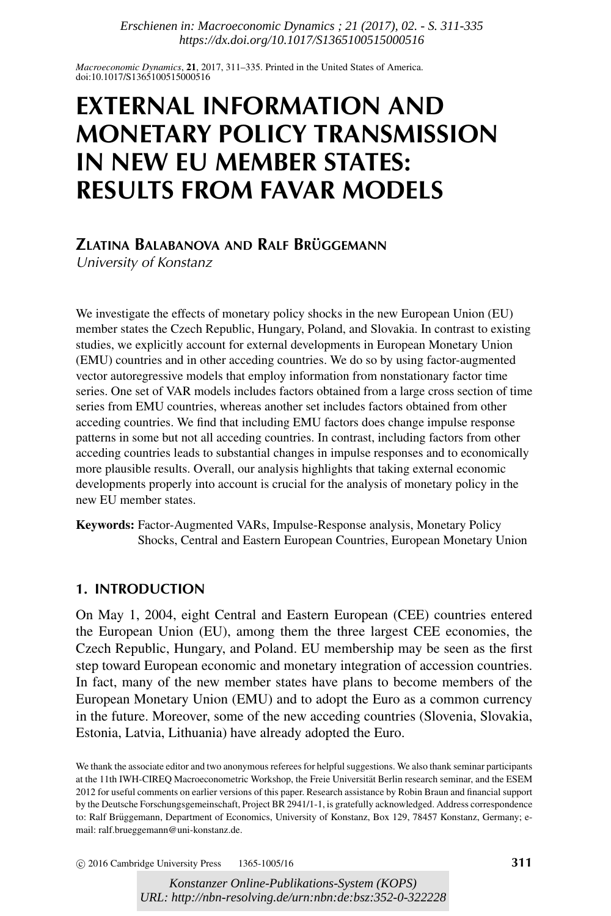# EXTERNAL INFORMATION AND MONETARY POLICY TRANSMISSION IN NEW EU MEMBER STATES: RESULTS FROM FAVAR MODELS

**ZLATINA BALABANOVA AND RALF BRÜGGEMANN**

*University of Konstanz*

We investigate the effects of monetary policy shocks in the new European Union (EU) member states the Czech Republic, Hungary, Poland, and Slovakia. In contrast to existing studies, we explicitly account for external developments in European Monetary Union (EMU) countries and in other acceding countries. We do so by using factor-augmented vector autoregressive models that employ information from nonstationary factor time series. One set of VAR models includes factors obtained from a large cross section of time series from EMU countries, whereas another set includes factors obtained from other acceding countries. We find that including EMU factors does change impulse response patterns in some but not all acceding countries. In contrast, including factors from other acceding countries leads to substantial changes in impulse responses and to economically more plausible results. Overall, our analysis highlights that taking external economic developments properly into account is crucial for the analysis of monetary policy in the new EU member states.

**Keywords:** Factor-Augmented VARs, Impulse-Response analysis, Monetary Policy Shocks, Central and Eastern European Countries, European Monetary Union

## 1. INTRODUCTION

On May 1, 2004, eight Central and Eastern European (CEE) countries entered the European Union (EU), among them the three largest CEE economies, the Czech Republic, Hungary, and Poland. EU membership may be seen as the first step toward European economic and monetary integration of accession countries. In fact, many of the new member states have plans to become members of the European Monetary Union (EMU) and to adopt the Euro as a common currency in the future. Moreover, some of the new acceding countries (Slovenia, Slovakia, Estonia, Latvia, Lithuania) have already adopted the Euro.

We thank the associate editor and two anonymous referees for helpful suggestions. We also thank seminar participants at the 11th IWH-CIREQ Macroeconometric Workshop, the Freie Universität Berlin research seminar, and the ESEM 2012 for useful comments on earlier versions of this paper. Research assistance by Robin Braun and financial support by the Deutsche Forschungsgemeinschaft, Project BR 2941/1-1, is gratefully acknowledged. Address correspondence to: Ralf Brüggemann, Department of Economics, University of Konstanz, Box 129, 78457 Konstanz, Germany; e-mail: ralf.brueggemann@uni-konstanz.de.

© 2016 Cambridge University Press 1365-1005/16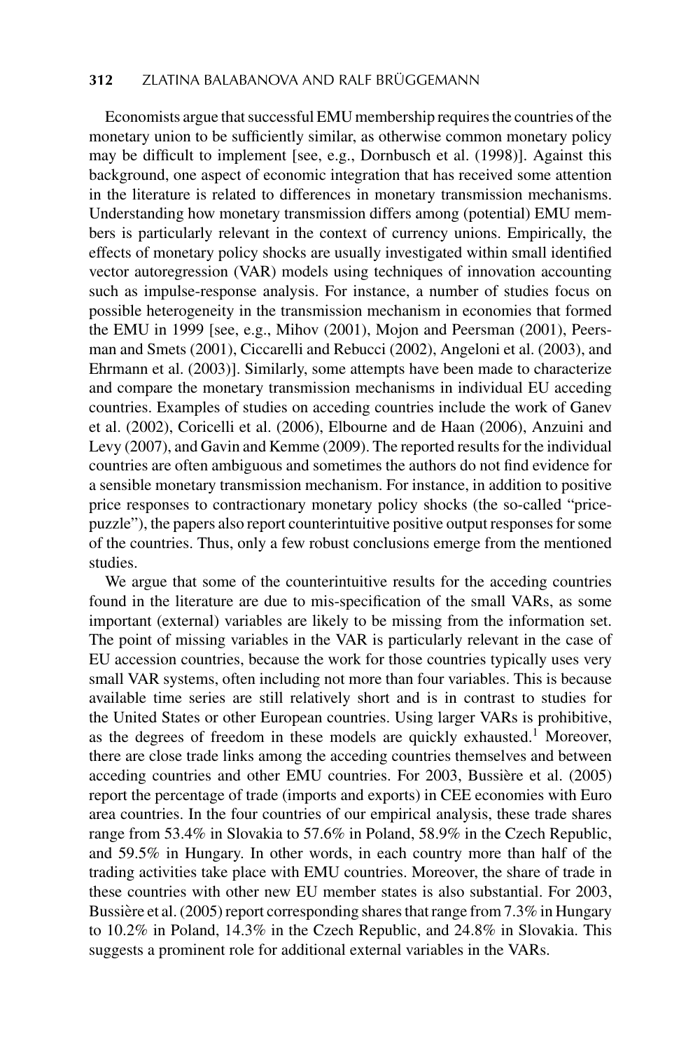Economists argue that successful EMU membership requires the countries of the monetary union to be sufficiently similar, as otherwise common monetary policy may be difficult to implement [see, e.g., Dornbusch et al. (1998)]. Against this background, one aspect of economic integration that has received some attention in the literature is related to differences in monetary transmission mechanisms. Understanding how monetary transmission differs among (potential) EMU members is particularly relevant in the context of currency unions. Empirically, the effects of monetary policy shocks are usually investigated within small identified vector autoregression (VAR) models using techniques of innovation accounting such as impulse-response analysis. For instance, a number of studies focus on possible heterogeneity in the transmission mechanism in economies that formed the EMU in 1999 [see, e.g., Mihov (2001), Mojon and Peersman (2001), Peersman and Smets (2001), Ciccarelli and Rebucci (2002), Angeloni et al. (2003), and Ehrmann et al. (2003)]. Similarly, some attempts have been made to characterize and compare the monetary transmission mechanisms in individual EU acceding countries. Examples of studies on acceding countries include the work of Ganev et al. (2002), Coricelli et al. (2006), Elbourne and de Haan (2006), Anzuini and Levy (2007), and Gavin and Kemme (2009). The reported results for the individual countries are often ambiguous and sometimes the authors do not find evidence for a sensible monetary transmission mechanism. For instance, in addition to positive price responses to contractionary monetary policy shocks (the so-called "price-puzzle"), the papers also report counterintuitive positive output responses for some of the countries. Thus, only a few robust conclusions emerge from the mentioned studies.

We argue that some of the counterintuitive results for the acceding countries found in the literature are due to mis-specification of the small VARs, as some important (external) variables are likely to be missing from the information set. The point of missing variables in the VAR is particularly relevant in the case of EU accession countries, because the work for those countries typically uses very small VAR systems, often including not more than four variables. This is because available time series are still relatively short and is in contrast to studies for the United States or other European countries. Using larger VARs is prohibitive, as the degrees of freedom in these models are quickly exhausted.[1] Moreover, there are close trade links among the acceding countries themselves and between acceding countries and other EMU countries. For 2003, Bussière et al. (2005) report the percentage of trade (imports and exports) in CEE economies with Euro area countries. In the four countries of our empirical analysis, these trade shares range from 53.4% in Slovakia to 57.6% in Poland, 58.9% in the Czech Republic, and 59.5% in Hungary. In other words, in each country more than half of the trading activities take place with EMU countries. Moreover, the share of trade in these countries with other new EU member states is also substantial. For 2003, Bussière et al. (2005) report corresponding shares that range from 7.3% in Hungary to 10.2% in Poland, 14.3% in the Czech Republic, and 24.8% in Slovakia. This suggests a prominent role for additional external variables in the VARs.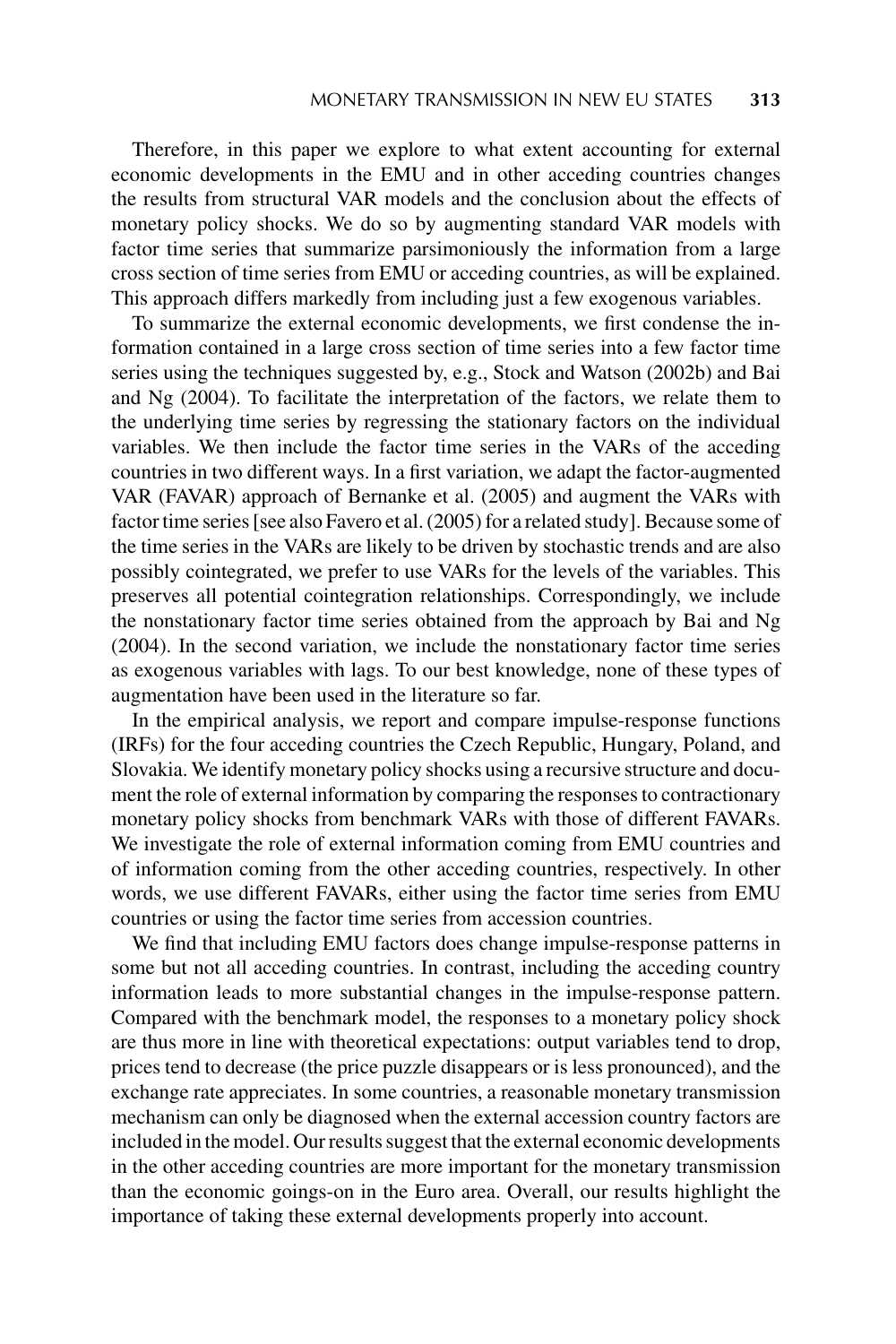Therefore, in this paper we explore to what extent accounting for external economic developments in the EMU and in other acceding countries changes the results from structural VAR models and the conclusion about the effects of monetary policy shocks. We do so by augmenting standard VAR models with factor time series that summarize parsimoniously the information from a large cross section of time series from EMU or acceding countries, as will be explained. This approach differs markedly from including just a few exogenous variables.

To summarize the external economic developments, we first condense the information contained in a large cross section of time series into a few factor time series using the techniques suggested by, e.g., Stock and Watson (2002b) and Bai and Ng (2004). To facilitate the interpretation of the factors, we relate them to the underlying time series by regressing the stationary factors on the individual variables. We then include the factor time series in the VARs of the acceding countries in two different ways. In a first variation, we adapt the factor-augmented VAR (FAVAR) approach of Bernanke et al. (2005) and augment the VARs with factor time series [see also Favero et al. (2005) for a related study]. Because some of the time series in the VARs are likely to be driven by stochastic trends and are also possibly cointegrated, we prefer to use VARs for the levels of the variables. This preserves all potential cointegration relationships. Correspondingly, we include the nonstationary factor time series obtained from the approach by Bai and Ng (2004). In the second variation, we include the nonstationary factor time series as exogenous variables with lags. To our best knowledge, none of these types of augmentation have been used in the literature so far.

In the empirical analysis, we report and compare impulse-response functions (IRFs) for the four acceding countries the Czech Republic, Hungary, Poland, and Slovakia. We identify monetary policy shocks using a recursive structure and document the role of external information by comparing the responses to contractionary monetary policy shocks from benchmark VARs with those of different FAVARs. We investigate the role of external information coming from EMU countries and of information coming from the other acceding countries, respectively. In other words, we use different FAVARs, either using the factor time series from EMU countries or using the factor time series from accession countries.

We find that including EMU factors does change impulse-response patterns in some but not all acceding countries. In contrast, including the acceding country information leads to more substantial changes in the impulse-response pattern. Compared with the benchmark model, the responses to a monetary policy shock are thus more in line with theoretical expectations: output variables tend to drop, prices tend to decrease (the price puzzle disappears or is less pronounced), and the exchange rate appreciates. In some countries, a reasonable monetary transmission mechanism can only be diagnosed when the external accession country factors are included in the model. Our results suggest that the external economic developments in the other acceding countries are more important for the monetary transmission than the economic goings-on in the Euro area. Overall, our results highlight the importance of taking these external developments properly into account.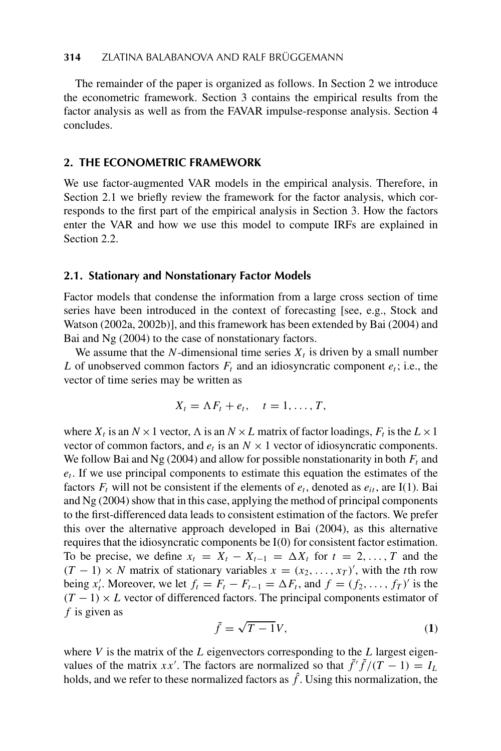The remainder of the paper is organized as follows. In Section 2 we introduce the econometric framework. Section 3 contains the empirical results from the factor analysis as well as from the FAVAR impulse-response analysis. Section 4 concludes.

## 2. THE ECONOMETRIC FRAMEWORK

We use factor-augmented VAR models in the empirical analysis. Therefore, in Section 2.1 we briefly review the framework for the factor analysis, which corresponds to the first part of the empirical analysis in Section 3. How the factors enter the VAR and how we use this model to compute IRFs are explained in Section 2.2.

### 2.1. Stationary and Nonstationary Factor Models

Factor models that condense the information from a large cross section of time series have been introduced in the context of forecasting [see, e.g., Stock and Watson (2002a, 2002b)], and this framework has been extended by Bai (2004) and Bai and Ng (2004) to the case of nonstationary factors.

We assume that the $N$-dimensional time series $X_t$ is driven by a small number $L$ of unobserved common factors $F_t$ and an idiosyncratic component $e_t$; i.e., the vector of time series may be written as

$$X_t = \Lambda F_t + e_t, \quad t = 1, \ldots, T,$$

where $X_t$ is an $N \times 1$ vector, $\Lambda$ is an $N \times L$ matrix of factor loadings, $F_t$ is the $L \times 1$ vector of common factors, and $e_t$ is an $N \times 1$ vector of idiosyncratic components. We follow Bai and Ng (2004) and allow for possible nonstationarity in both $F_t$ and $e_t$. If we use principal components to estimate this equation the estimates of the factors $F_t$ will not be consistent if the elements of $e_t$, denoted as $e_{it}$, are I(1). Bai and Ng (2004) show that in this case, applying the method of principal components to the first-differenced data leads to consistent estimation of the factors. We prefer this over the alternative approach developed in Bai (2004), as this alternative requires that the idiosyncratic components be I(0) for consistent factor estimation. To be precise, we define $x_t = X_t - X_{t-1} = \Delta X_t$ for $t = 2, \ldots, T$ and the $(T-1) \times N$ matrix of stationary variables $x = (x_2, \ldots, x_T)'$, with the $t$th row being $x_t'$. Moreover, we let $f_t = F_t - F_{t-1} = \Delta F_t$, and $f = (f_2, \ldots, f_T)'$ is the $(T-1) \times L$ vector of differenced factors. The principal components estimator of $f$ is given as

$$\tilde{f} = \sqrt{T-1}V, \tag{1}$$

where $V$ is the matrix of the $L$ eigenvectors corresponding to the $L$ largest eigenvalues of the matrix $xx'$. The factors are normalized so that $\tilde{f}'\tilde{f}/(T-1) = I_L$ holds, and we refer to these normalized factors as $\hat{f}$. Using this normalization, the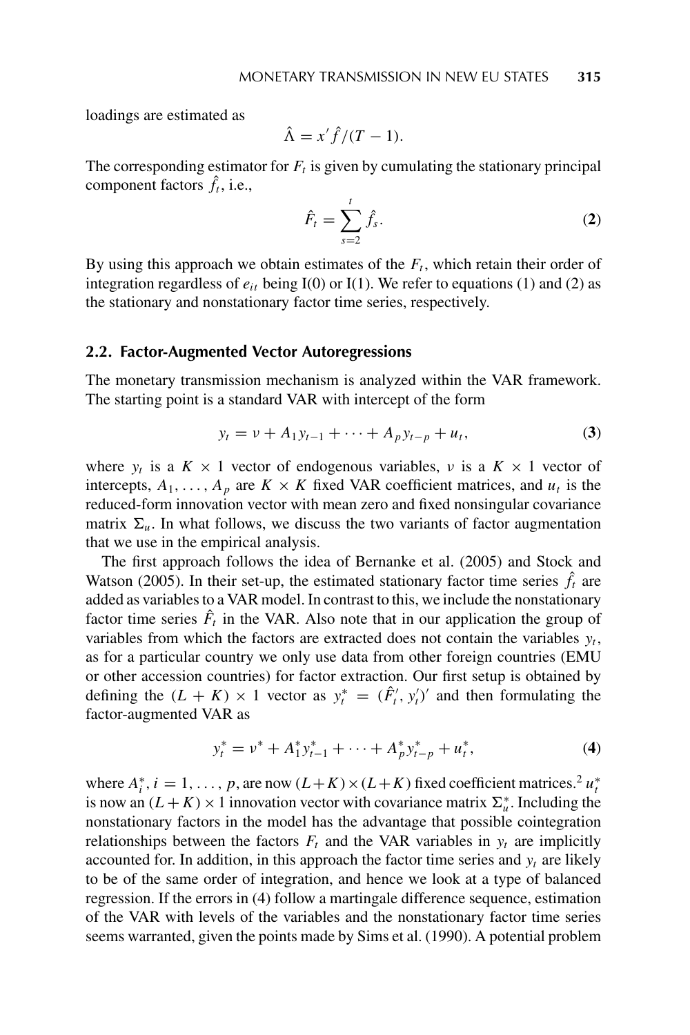loadings are estimated as

$$\hat{\Lambda} = x'\hat{f}/(T-1).$$

The corresponding estimator for $F_t$ is given by cumulating the stationary principal component factors $\hat{f}_t$, i.e.,

$$\hat{F}_t = \sum_{s=2}^{t} \hat{f}_s. \tag{2}$$

By using this approach we obtain estimates of the $F_t$, which retain their order of integration regardless of $e_{it}$ being I(0) or I(1). We refer to equations (1) and (2) as the stationary and nonstationary factor time series, respectively.

### 2.2. Factor-Augmented Vector Autoregressions

The monetary transmission mechanism is analyzed within the VAR framework. The starting point is a standard VAR with intercept of the form

$$y_t = \nu + A_1 y_{t-1} + \cdots + A_p y_{t-p} + u_t, \tag{3}$$

where $y_t$ is a $K \times 1$ vector of endogenous variables, $\nu$ is a $K \times 1$ vector of intercepts, $A_1, \ldots, A_p$ are $K \times K$ fixed VAR coefficient matrices, and $u_t$ is the reduced-form innovation vector with mean zero and fixed nonsingular covariance matrix $\Sigma_u$. In what follows, we discuss the two variants of factor augmentation that we use in the empirical analysis.

The first approach follows the idea of Bernanke et al. (2005) and Stock and Watson (2005). In their set-up, the estimated stationary factor time series $\hat{f}_t$ are added as variables to a VAR model. In contrast to this, we include the nonstationary factor time series $\hat{F}_t$ in the VAR. Also note that in our application the group of variables from which the factors are extracted does not contain the variables $y_t$, as for a particular country we only use data from other foreign countries (EMU or other accession countries) for factor extraction. Our first setup is obtained by defining the $(L+K) \times 1$ vector as $y_t^* = (\hat{F}_t', y_t')'$ and then formulating the factor-augmented VAR as

$$y_t^* = \nu^* + A_1^* y_{t-1}^* + \cdots + A_p^* y_{t-p}^* + u_t^*, \tag{4}$$

where $A_i^*, i = 1, \ldots, p$, are now $(L+K) \times (L+K)$ fixed coefficient matrices.[2] $u_t^*$ is now an $(L+K) \times 1$ innovation vector with covariance matrix $\Sigma_u^*$. Including the nonstationary factors in the model has the advantage that possible cointegration relationships between the factors $F_t$ and the VAR variables in $y_t$ are implicitly accounted for. In addition, in this approach the factor time series and $y_t$ are likely to be of the same order of integration, and hence we look at a type of balanced regression. If the errors in (4) follow a martingale difference sequence, estimation of the VAR with levels of the variables and the nonstationary factor time series seems warranted, given the points made by Sims et al. (1990). A potential problem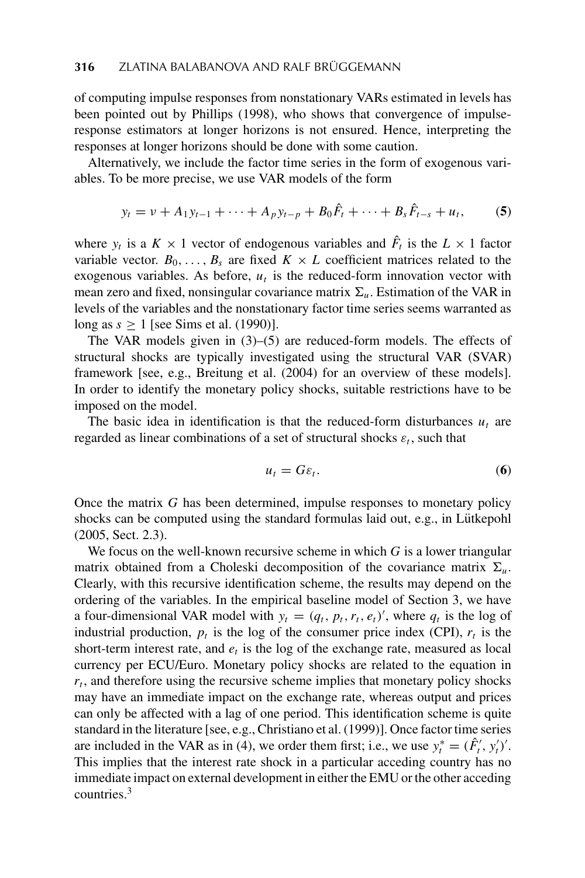of computing impulse responses from nonstationary VARs estimated in levels has been pointed out by Phillips (1998), who shows that convergence of impulse-response estimators at longer horizons is not ensured. Hence, interpreting the responses at longer horizons should be done with some caution.

Alternatively, we include the factor time series in the form of exogenous variables. To be more precise, we use VAR models of the form

$$y_t = \nu + A_1 y_{t-1} + \cdots + A_p y_{t-p} + B_0 \hat{F}_t + \cdots + B_s \hat{F}_{t-s} + u_t, \tag{5}$$

where $y_t$ is a $K \times 1$ vector of endogenous variables and $\hat{F}_t$ is the $L \times 1$ factor variable vector. $B_0, \ldots, B_s$ are fixed $K \times L$ coefficient matrices related to the exogenous variables. As before, $u_t$ is the reduced-form innovation vector with mean zero and fixed, nonsingular covariance matrix $\Sigma_u$. Estimation of the VAR in levels of the variables and the nonstationary factor time series seems warranted as long as $s \geq 1$ [see Sims et al. (1990)].

The VAR models given in (3)–(5) are reduced-form models. The effects of structural shocks are typically investigated using the structural VAR (SVAR) framework [see, e.g., Breitung et al. (2004) for an overview of these models]. In order to identify the monetary policy shocks, suitable restrictions have to be imposed on the model.

The basic idea in identification is that the reduced-form disturbances $u_t$ are regarded as linear combinations of a set of structural shocks $\varepsilon_t$, such that

$$u_t = G\varepsilon_t. \tag{6}$$

Once the matrix $G$ has been determined, impulse responses to monetary policy shocks can be computed using the standard formulas laid out, e.g., in Lütkepohl (2005, Sect. 2.3).

We focus on the well-known recursive scheme in which $G$ is a lower triangular matrix obtained from a Choleski decomposition of the covariance matrix $\Sigma_u$. Clearly, with this recursive identification scheme, the results may depend on the ordering of the variables. In the empirical baseline model of Section 3, we have a four-dimensional VAR model with $y_t = (q_t, p_t, r_t, e_t)'$, where $q_t$ is the log of industrial production, $p_t$ is the log of the consumer price index (CPI), $r_t$ is the short-term interest rate, and $e_t$ is the log of the exchange rate, measured as local currency per ECU/Euro. Monetary policy shocks are related to the equation in $r_t$, and therefore using the recursive scheme implies that monetary policy shocks may have an immediate impact on the exchange rate, whereas output and prices can only be affected with a lag of one period. This identification scheme is quite standard in the literature [see, e.g., Christiano et al. (1999)]. Once factor time series are included in the VAR as in (4), we order them first; i.e., we use $y_t^* = (\hat{F}_t', y_t')'$. This implies that the interest rate shock in a particular acceding country has no immediate impact on external development in either the EMU or the other acceding countries.[3]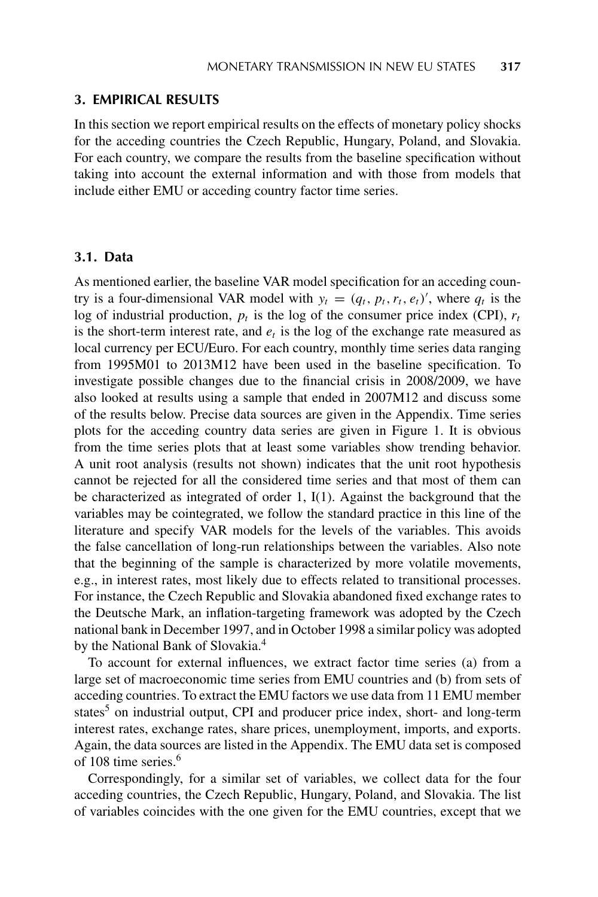## 3. EMPIRICAL RESULTS

In this section we report empirical results on the effects of monetary policy shocks for the acceding countries the Czech Republic, Hungary, Poland, and Slovakia. For each country, we compare the results from the baseline specification without taking into account the external information and with those from models that include either EMU or acceding country factor time series.

### 3.1. Data

As mentioned earlier, the baseline VAR model specification for an acceding country is a four-dimensional VAR model with $y_t = (q_t, p_t, r_t, e_t)'$, where $q_t$ is the log of industrial production, $p_t$ is the log of the consumer price index (CPI), $r_t$ is the short-term interest rate, and $e_t$ is the log of the exchange rate measured as local currency per ECU/Euro. For each country, monthly time series data ranging from 1995M01 to 2013M12 have been used in the baseline specification. To investigate possible changes due to the financial crisis in 2008/2009, we have also looked at results using a sample that ended in 2007M12 and discuss some of the results below. Precise data sources are given in the Appendix. Time series plots for the acceding country data series are given in Figure 1. It is obvious from the time series plots that at least some variables show trending behavior. A unit root analysis (results not shown) indicates that the unit root hypothesis cannot be rejected for all the considered time series and that most of them can be characterized as integrated of order 1, I(1). Against the background that the variables may be cointegrated, we follow the standard practice in this line of the literature and specify VAR models for the levels of the variables. This avoids the false cancellation of long-run relationships between the variables. Also note that the beginning of the sample is characterized by more volatile movements, e.g., in interest rates, most likely due to effects related to transitional processes. For instance, the Czech Republic and Slovakia abandoned fixed exchange rates to the Deutsche Mark, an inflation-targeting framework was adopted by the Czech national bank in December 1997, and in October 1998 a similar policy was adopted by the National Bank of Slovakia.[4]

To account for external influences, we extract factor time series (a) from a large set of macroeconomic time series from EMU countries and (b) from sets of acceding countries. To extract the EMU factors we use data from 11 EMU member states[5] on industrial output, CPI and producer price index, short- and long-term interest rates, exchange rates, share prices, unemployment, imports, and exports. Again, the data sources are listed in the Appendix. The EMU data set is composed of 108 time series.[6]

Correspondingly, for a similar set of variables, we collect data for the four acceding countries, the Czech Republic, Hungary, Poland, and Slovakia. The list of variables coincides with the one given for the EMU countries, except that we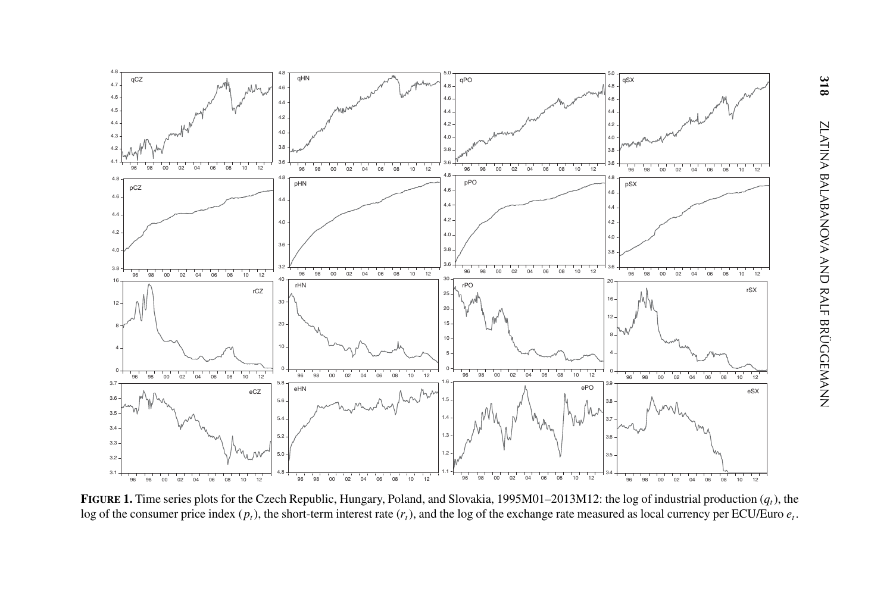**FIGURE 1.** Time series plots for the Czech Republic, Hungary, Poland, and Slovakia, 1995M01–2013M12: the log of industrial production ($q_t$), the log of the consumer price index ($p_t$), the short-term interest rate ($r_t$), and the log of the exchange rate measured as local currency per ECU/Euro $e_t$.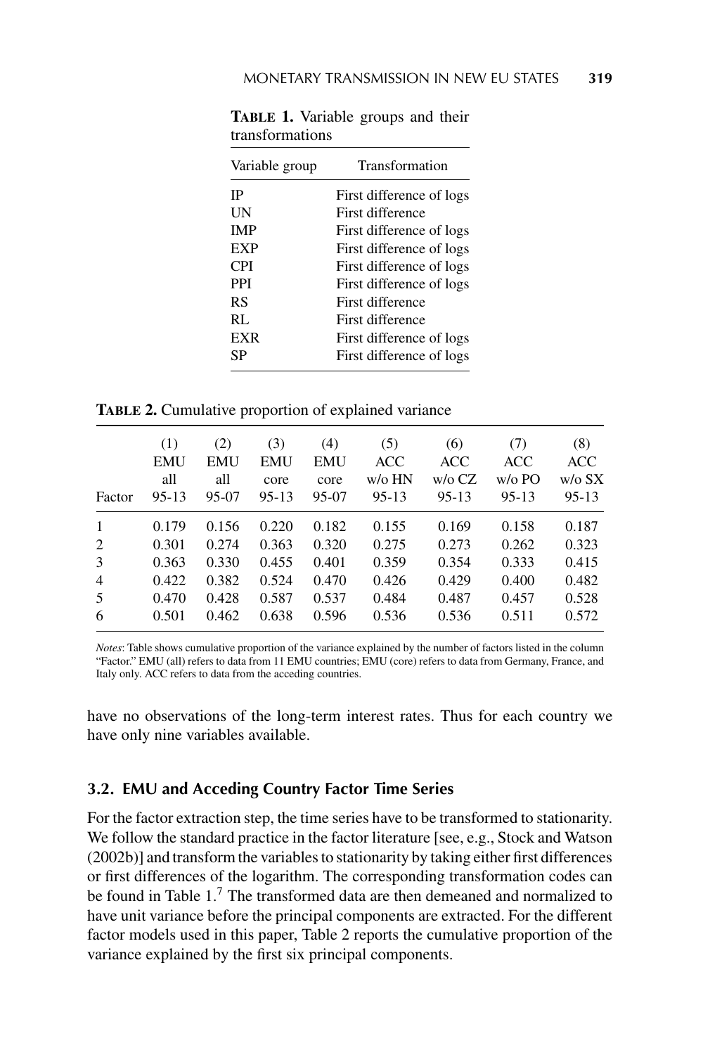**TABLE 1.** Variable groups and their transformations

| Variable group | Transformation |
|---|---|
| IP | First difference of logs |
| UN | First difference |
| IMP | First difference of logs |
| EXP | First difference of logs |
| CPI | First difference of logs |
| PPI | First difference of logs |
| RS | First difference |
| RL | First difference |
| EXR | First difference of logs |
| SP | First difference of logs |

**TABLE 2.** Cumulative proportion of explained variance

| Factor | (1) EMU all 95-13 | (2) EMU all 95-07 | (3) EMU core 95-13 | (4) EMU core 95-07 | (5) ACC w/o HN 95-13 | (6) ACC w/o CZ 95-13 | (7) ACC w/o PO 95-13 | (8) ACC w/o SX 95-13 |
|---|---|---|---|---|---|---|---|---|
| 1 | 0.179 | 0.156 | 0.220 | 0.182 | 0.155 | 0.169 | 0.158 | 0.187 |
| 2 | 0.301 | 0.274 | 0.363 | 0.320 | 0.275 | 0.273 | 0.262 | 0.323 |
| 3 | 0.363 | 0.330 | 0.455 | 0.401 | 0.359 | 0.354 | 0.333 | 0.415 |
| 4 | 0.422 | 0.382 | 0.524 | 0.470 | 0.426 | 0.429 | 0.400 | 0.482 |
| 5 | 0.470 | 0.428 | 0.587 | 0.537 | 0.484 | 0.487 | 0.457 | 0.528 |
| 6 | 0.501 | 0.462 | 0.638 | 0.596 | 0.536 | 0.536 | 0.511 | 0.572 |

*Notes*: Table shows cumulative proportion of the variance explained by the number of factors listed in the column "Factor." EMU (all) refers to data from 11 EMU countries; EMU (core) refers to data from Germany, France, and Italy only. ACC refers to data from the acceding countries.

have no observations of the long-term interest rates. Thus for each country we have only nine variables available.

### 3.2. EMU and Acceding Country Factor Time Series

For the factor extraction step, the time series have to be transformed to stationarity. We follow the standard practice in the factor literature [see, e.g., Stock and Watson (2002b)] and transform the variables to stationarity by taking either first differences or first differences of the logarithm. The corresponding transformation codes can be found in Table 1.[7] The transformed data are then demeaned and normalized to have unit variance before the principal components are extracted. For the different factor models used in this paper, Table 2 reports the cumulative proportion of the variance explained by the first six principal components.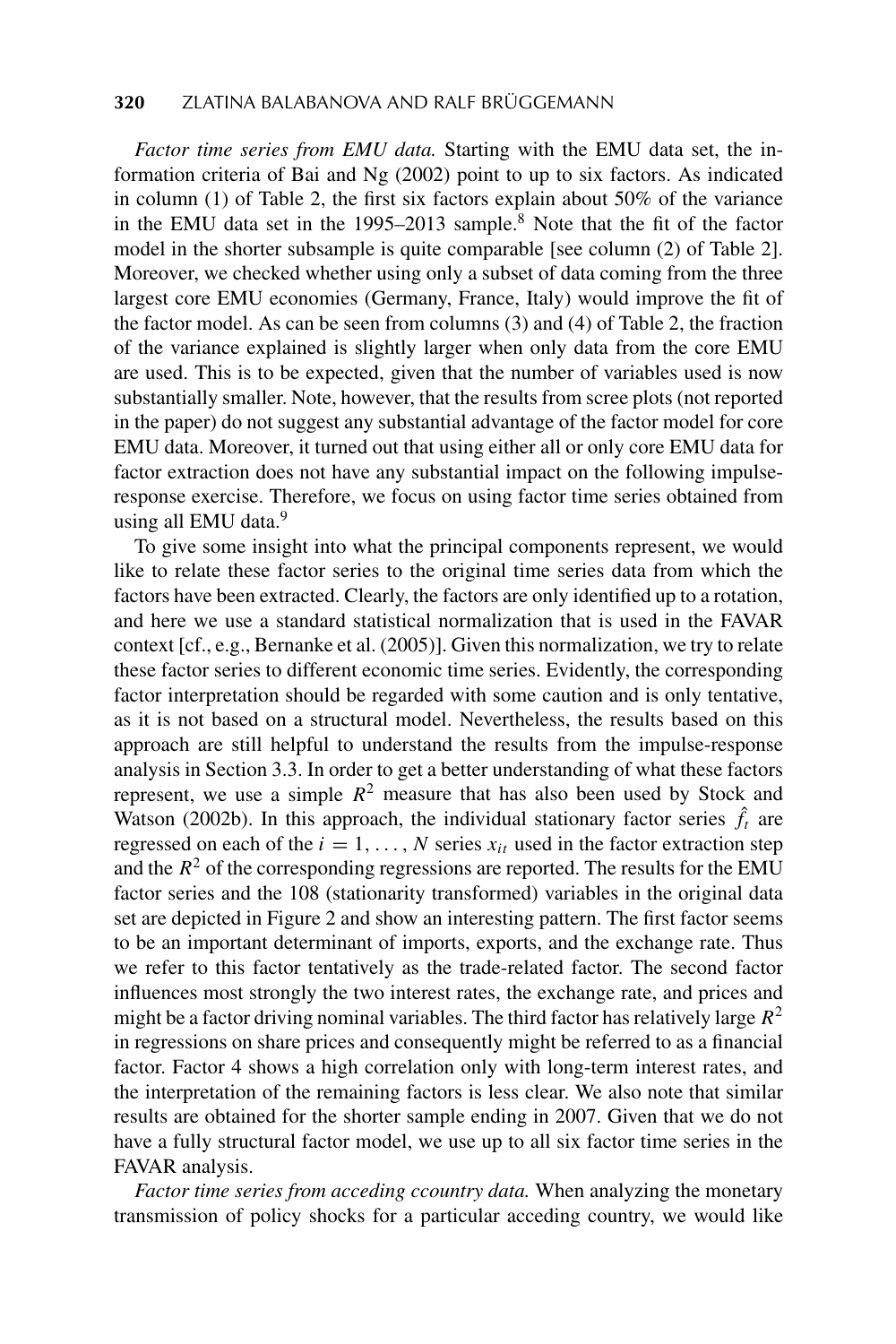*Factor time series from EMU data.* Starting with the EMU data set, the information criteria of Bai and Ng (2002) point to up to six factors. As indicated in column (1) of Table 2, the first six factors explain about 50% of the variance in the EMU data set in the 1995–2013 sample.[8] Note that the fit of the factor model in the shorter subsample is quite comparable [see column (2) of Table 2]. Moreover, we checked whether using only a subset of data coming from the three largest core EMU economies (Germany, France, Italy) would improve the fit of the factor model. As can be seen from columns (3) and (4) of Table 2, the fraction of the variance explained is slightly larger when only data from the core EMU are used. This is to be expected, given that the number of variables used is now substantially smaller. Note, however, that the results from scree plots (not reported in the paper) do not suggest any substantial advantage of the factor model for core EMU data. Moreover, it turned out that using either all or only core EMU data for factor extraction does not have any substantial impact on the following impulse-response exercise. Therefore, we focus on using factor time series obtained from using all EMU data.[9]

To give some insight into what the principal components represent, we would like to relate these factor series to the original time series data from which the factors have been extracted. Clearly, the factors are only identified up to a rotation, and here we use a standard statistical normalization that is used in the FAVAR context [cf., e.g., Bernanke et al. (2005)]. Given this normalization, we try to relate these factor series to different economic time series. Evidently, the corresponding factor interpretation should be regarded with some caution and is only tentative, as it is not based on a structural model. Nevertheless, the results based on this approach are still helpful to understand the results from the impulse-response analysis in Section 3.3. In order to get a better understanding of what these factors represent, we use a simple $R^2$ measure that has also been used by Stock and Watson (2002b). In this approach, the individual stationary factor series $\hat{f}_t$ are regressed on each of the $i = 1, \ldots, N$ series $x_{it}$ used in the factor extraction step and the $R^2$ of the corresponding regressions are reported. The results for the EMU factor series and the 108 (stationarity transformed) variables in the original data set are depicted in Figure 2 and show an interesting pattern. The first factor seems to be an important determinant of imports, exports, and the exchange rate. Thus we refer to this factor tentatively as the trade-related factor. The second factor influences most strongly the two interest rates, the exchange rate, and prices and might be a factor driving nominal variables. The third factor has relatively large $R^2$ in regressions on share prices and consequently might be referred to as a financial factor. Factor 4 shows a high correlation only with long-term interest rates, and the interpretation of the remaining factors is less clear. We also note that similar results are obtained for the shorter sample ending in 2007. Given that we do not have a fully structural factor model, we use up to all six factor time series in the FAVAR analysis.

*Factor time series from acceding ccountry data.* When analyzing the monetary transmission of policy shocks for a particular acceding country, we would like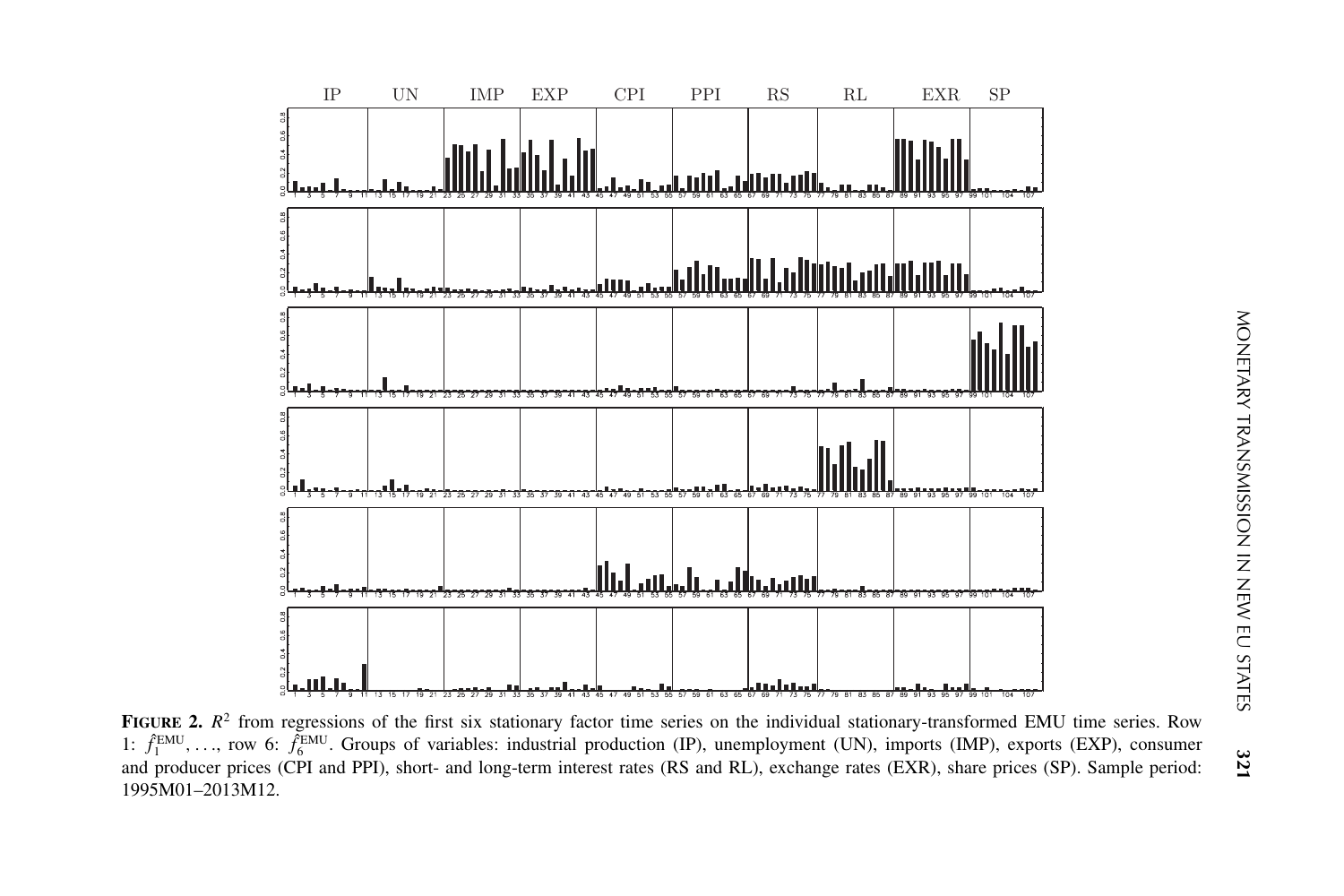**FIGURE 2.** $R^2$ from regressions of the first six stationary factor time series on the individual stationary-transformed EMU time series. Row 1: $\hat{f}_1^{\text{EMU}}, \ldots$, row 6: $\hat{f}_6^{\text{EMU}}$. Groups of variables: industrial production (IP), unemployment (UN), imports (IMP), exports (EXP), consumer and producer prices (CPI and PPI), short- and long-term interest rates (RS and RL), exchange rates (EXR), share prices (SP). Sample period: 1995M01–2013M12.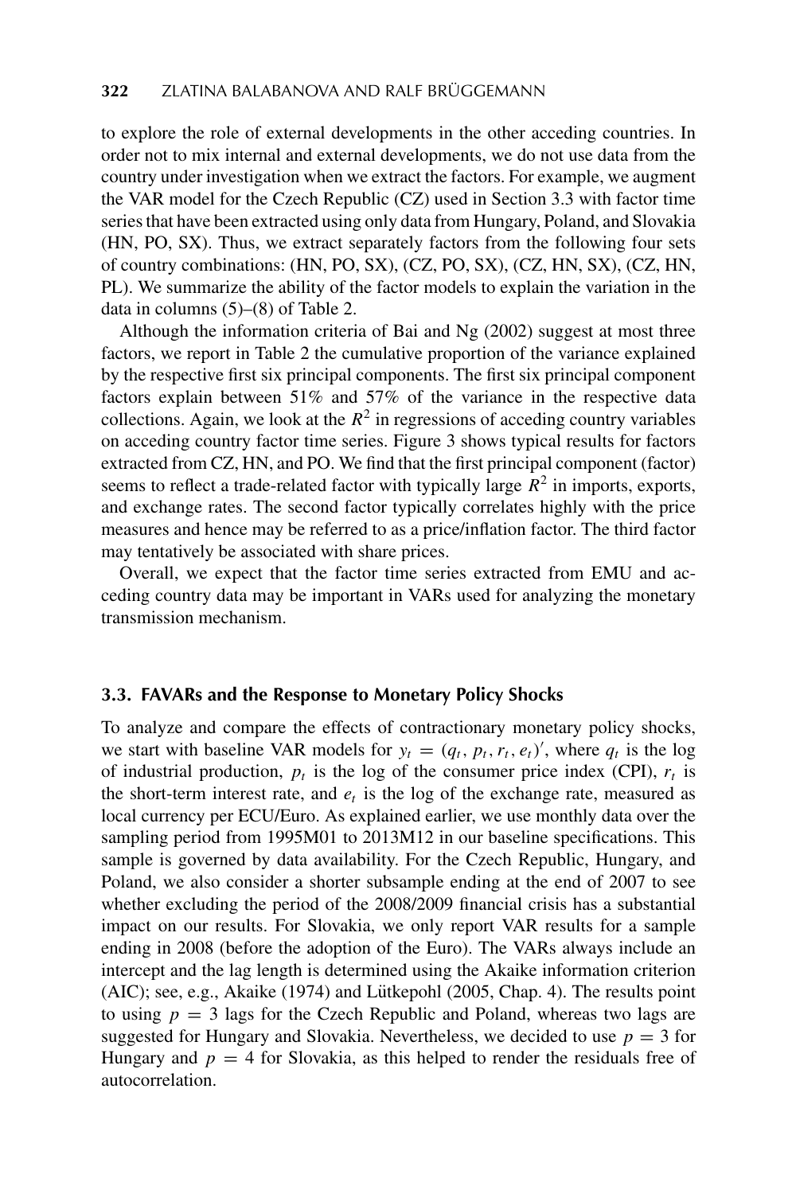to explore the role of external developments in the other acceding countries. In order not to mix internal and external developments, we do not use data from the country under investigation when we extract the factors. For example, we augment the VAR model for the Czech Republic (CZ) used in Section 3.3 with factor time series that have been extracted using only data from Hungary, Poland, and Slovakia (HN, PO, SX). Thus, we extract separately factors from the following four sets of country combinations: (HN, PO, SX), (CZ, PO, SX), (CZ, HN, SX), (CZ, HN, PL). We summarize the ability of the factor models to explain the variation in the data in columns (5)–(8) of Table 2.

Although the information criteria of Bai and Ng (2002) suggest at most three factors, we report in Table 2 the cumulative proportion of the variance explained by the respective first six principal components. The first six principal component factors explain between 51% and 57% of the variance in the respective data collections. Again, we look at the $R^2$ in regressions of acceding country variables on acceding country factor time series. Figure 3 shows typical results for factors extracted from CZ, HN, and PO. We find that the first principal component (factor) seems to reflect a trade-related factor with typically large $R^2$ in imports, exports, and exchange rates. The second factor typically correlates highly with the price measures and hence may be referred to as a price/inflation factor. The third factor may tentatively be associated with share prices.

Overall, we expect that the factor time series extracted from EMU and acceding country data may be important in VARs used for analyzing the monetary transmission mechanism.

### 3.3. FAVARs and the Response to Monetary Policy Shocks

To analyze and compare the effects of contractionary monetary policy shocks, we start with baseline VAR models for $y_t = (q_t, p_t, r_t, e_t)'$, where $q_t$ is the log of industrial production, $p_t$ is the log of the consumer price index (CPI), $r_t$ is the short-term interest rate, and $e_t$ is the log of the exchange rate, measured as local currency per ECU/Euro. As explained earlier, we use monthly data over the sampling period from 1995M01 to 2013M12 in our baseline specifications. This sample is governed by data availability. For the Czech Republic, Hungary, and Poland, we also consider a shorter subsample ending at the end of 2007 to see whether excluding the period of the 2008/2009 financial crisis has a substantial impact on our results. For Slovakia, we only report VAR results for a sample ending in 2008 (before the adoption of the Euro). The VARs always include an intercept and the lag length is determined using the Akaike information criterion (AIC); see, e.g., Akaike (1974) and Lütkepohl (2005, Chap. 4). The results point to using $p = 3$ lags for the Czech Republic and Poland, whereas two lags are suggested for Hungary and Slovakia. Nevertheless, we decided to use $p = 3$ for Hungary and $p = 4$ for Slovakia, as this helped to render the residuals free of autocorrelation.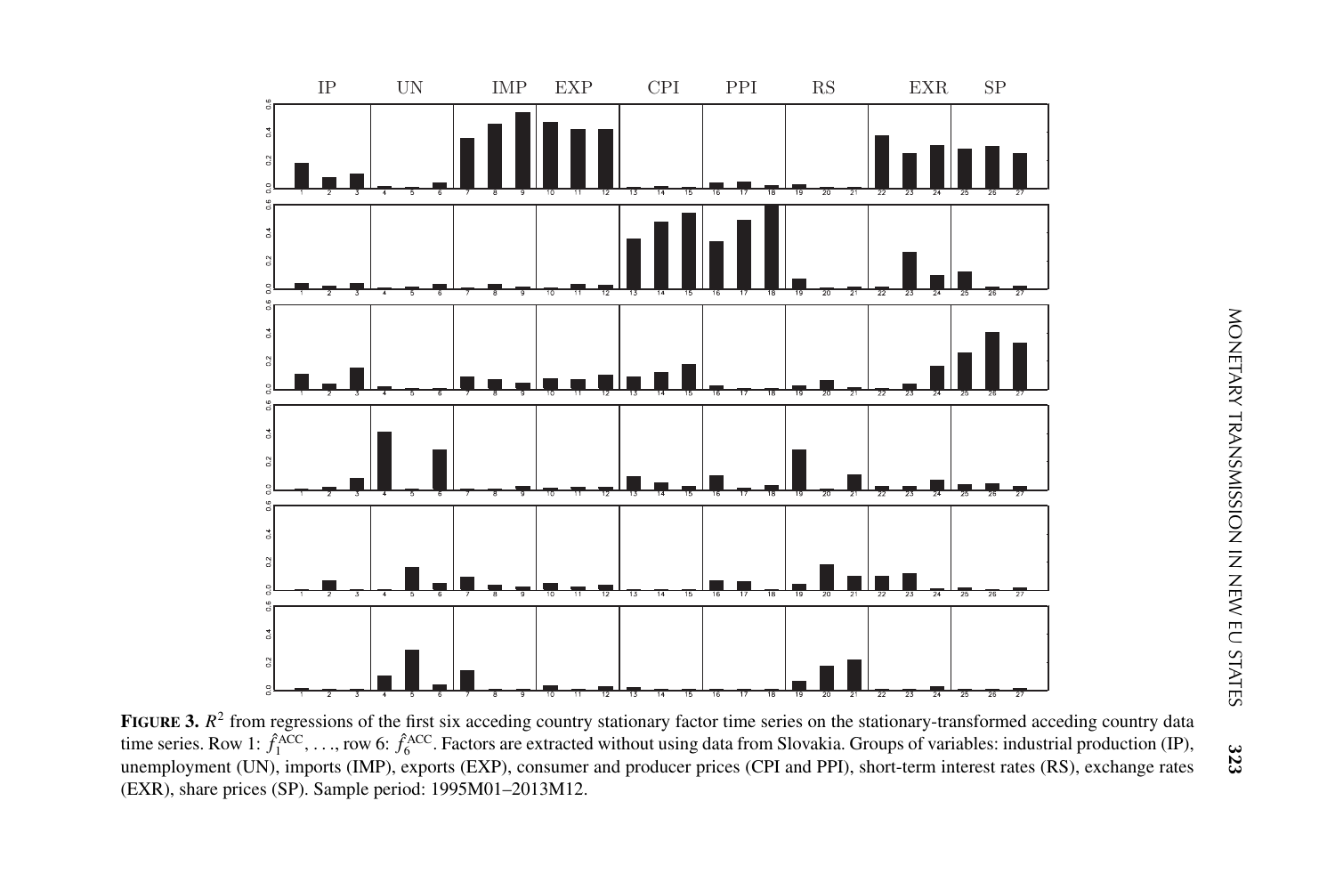**FIGURE 3.** $R^2$ from regressions of the first six acceding country stationary factor time series on the stationary-transformed acceding country data time series. Row 1: $\hat{f}_1^{\text{ACC}}$, …, row 6: $\hat{f}_6^{\text{ACC}}$. Factors are extracted without using data from Slovakia. Groups of variables: industrial production (IP), unemployment (UN), imports (IMP), exports (EXP), consumer and producer prices (CPI and PPI), short-term interest rates (RS), exchange rates (EXR), share prices (SP). Sample period: 1995M01–2013M12.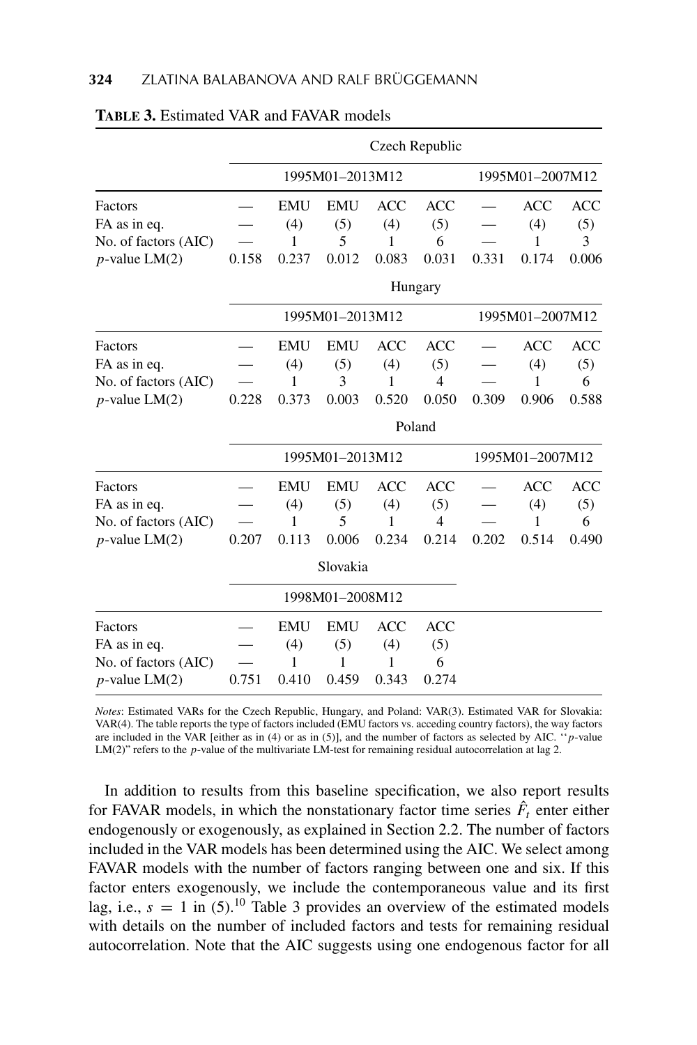**TABLE 3.** Estimated VAR and FAVAR models

| | Czech Republic | | | | | | | |
|---|---|---|---|---|---|---|---|---|
| | 1995M01–2013M12 | | | | | 1995M01–2007M12 | | |
| Factors | — | EMU | EMU | ACC | ACC | — | ACC | ACC |
| FA as in eq. | — | (4) | (5) | (4) | (5) | — | (4) | (5) |
| No. of factors (AIC) | — | 1 | 5 | 1 | 6 | — | 1 | 3 |
| $p$-value LM(2) | 0.158 | 0.237 | 0.012 | 0.083 | 0.031 | 0.331 | 0.174 | 0.006 |
| | Hungary | | | | | | | |
| | 1995M01–2013M12 | | | | | 1995M01–2007M12 | | |
| Factors | — | EMU | EMU | ACC | ACC | — | ACC | ACC |
| FA as in eq. | — | (4) | (5) | (4) | (5) | — | (4) | (5) |
| No. of factors (AIC) | — | 1 | 3 | 1 | 4 | — | 1 | 6 |
| $p$-value LM(2) | 0.228 | 0.373 | 0.003 | 0.520 | 0.050 | 0.309 | 0.906 | 0.588 |
| | Poland | | | | | | | |
| | 1995M01–2013M12 | | | | | 1995M01–2007M12 | | |
| Factors | — | EMU | EMU | ACC | ACC | — | ACC | ACC |
| FA as in eq. | — | (4) | (5) | (4) | (5) | — | (4) | (5) |
| No. of factors (AIC) | — | 1 | 5 | 1 | 4 | — | 1 | 6 |
| $p$-value LM(2) | 0.207 | 0.113 | 0.006 | 0.234 | 0.214 | 0.202 | 0.514 | 0.490 |
| | Slovakia | | | | | | | |
| | 1998M01–2008M12 | | | | | | | |
| Factors | — | EMU | EMU | ACC | ACC | | | |
| FA as in eq. | — | (4) | (5) | (4) | (5) | | | |
| No. of factors (AIC) | — | 1 | 1 | 1 | 6 | | | |
| $p$-value LM(2) | 0.751 | 0.410 | 0.459 | 0.343 | 0.274 | | | |

*Notes*: Estimated VARs for the Czech Republic, Hungary, and Poland: VAR(3). Estimated VAR for Slovakia: VAR(4). The table reports the type of factors included (EMU factors vs. acceding country factors), the way factors are included in the VAR [either as in (4) or as in (5)], and the number of factors as selected by AIC. "$p$-value LM(2)" refers to the $p$-value of the multivariate LM-test for remaining residual autocorrelation at lag 2.

In addition to results from this baseline specification, we also report results for FAVAR models, in which the nonstationary factor time series $\hat{F}_t$ enter either endogenously or exogenously, as explained in Section 2.2. The number of factors included in the VAR models has been determined using the AIC. We select among FAVAR models with the number of factors ranging between one and six. If this factor enters exogenously, we include the contemporaneous value and its first lag, i.e., $s = 1$ in (5).[10] Table 3 provides an overview of the estimated models with details on the number of included factors and tests for remaining residual autocorrelation. Note that the AIC suggests using one endogenous factor for all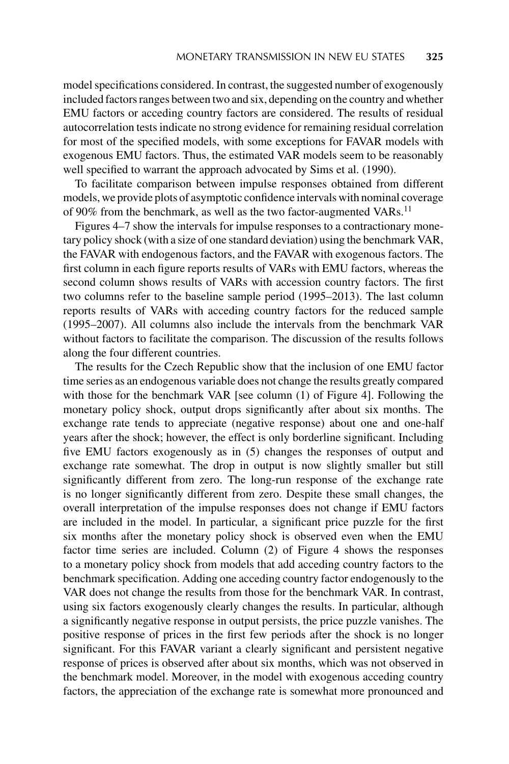model specifications considered. In contrast, the suggested number of exogenously included factors ranges between two and six, depending on the country and whether EMU factors or acceding country factors are considered. The results of residual autocorrelation tests indicate no strong evidence for remaining residual correlation for most of the specified models, with some exceptions for FAVAR models with exogenous EMU factors. Thus, the estimated VAR models seem to be reasonably well specified to warrant the approach advocated by Sims et al. (1990).

To facilitate comparison between impulse responses obtained from different models, we provide plots of asymptotic confidence intervals with nominal coverage of 90% from the benchmark, as well as the two factor-augmented VARs.[11]

Figures 4–7 show the intervals for impulse responses to a contractionary monetary policy shock (with a size of one standard deviation) using the benchmark VAR, the FAVAR with endogenous factors, and the FAVAR with exogenous factors. The first column in each figure reports results of VARs with EMU factors, whereas the second column shows results of VARs with accession country factors. The first two columns refer to the baseline sample period (1995–2013). The last column reports results of VARs with acceding country factors for the reduced sample (1995–2007). All columns also include the intervals from the benchmark VAR without factors to facilitate the comparison. The discussion of the results follows along the four different countries.

The results for the Czech Republic show that the inclusion of one EMU factor time series as an endogenous variable does not change the results greatly compared with those for the benchmark VAR [see column (1) of Figure 4]. Following the monetary policy shock, output drops significantly after about six months. The exchange rate tends to appreciate (negative response) about one and one-half years after the shock; however, the effect is only borderline significant. Including five EMU factors exogenously as in (5) changes the responses of output and exchange rate somewhat. The drop in output is now slightly smaller but still significantly different from zero. The long-run response of the exchange rate is no longer significantly different from zero. Despite these small changes, the overall interpretation of the impulse responses does not change if EMU factors are included in the model. In particular, a significant price puzzle for the first six months after the monetary policy shock is observed even when the EMU factor time series are included. Column (2) of Figure 4 shows the responses to a monetary policy shock from models that add acceding country factors to the benchmark specification. Adding one acceding country factor endogenously to the VAR does not change the results from those for the benchmark VAR. In contrast, using six factors exogenously clearly changes the results. In particular, although a significantly negative response in output persists, the price puzzle vanishes. The positive response of prices in the first few periods after the shock is no longer significant. For this FAVAR variant a clearly significant and persistent negative response of prices is observed after about six months, which was not observed in the benchmark model. Moreover, in the model with exogenous acceding country factors, the appreciation of the exchange rate is somewhat more pronounced and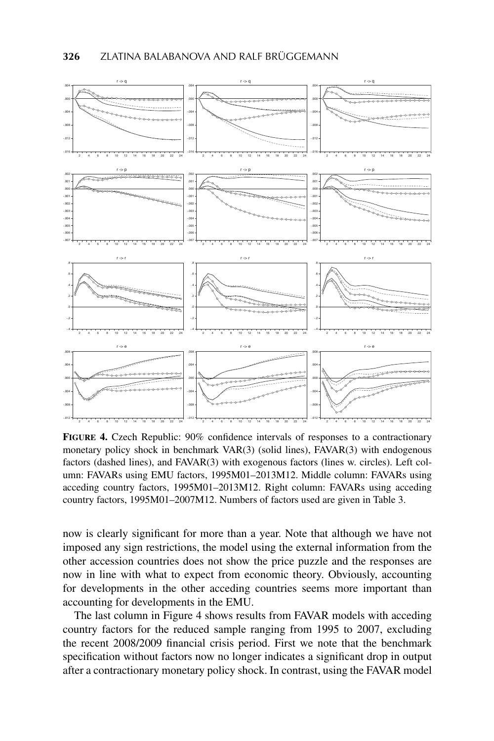**FIGURE 4.** Czech Republic: 90% confidence intervals of responses to a contractionary monetary policy shock in benchmark VAR(3) (solid lines), FAVAR(3) with endogenous factors (dashed lines), and FAVAR(3) with exogenous factors (lines w. circles). Left column: FAVARs using EMU factors, 1995M01–2013M12. Middle column: FAVARs using acceding country factors, 1995M01–2013M12. Right column: FAVARs using acceding country factors, 1995M01–2007M12. Numbers of factors used are given in Table 3.

now is clearly significant for more than a year. Note that although we have not imposed any sign restrictions, the model using the external information from the other accession countries does not show the price puzzle and the responses are now in line with what to expect from economic theory. Obviously, accounting for developments in the other acceding countries seems more important than accounting for developments in the EMU.

The last column in Figure 4 shows results from FAVAR models with acceding country factors for the reduced sample ranging from 1995 to 2007, excluding the recent 2008/2009 financial crisis period. First we note that the benchmark specification without factors now no longer indicates a significant drop in output after a contractionary monetary policy shock. In contrast, using the FAVAR model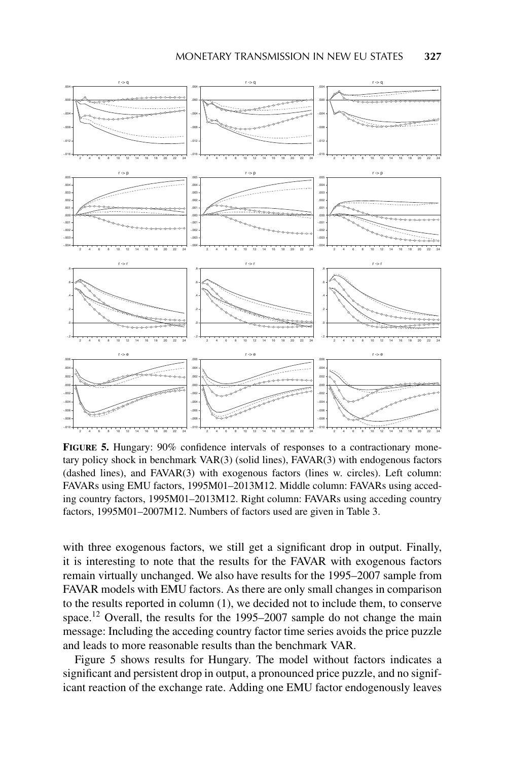**FIGURE 5.** Hungary: 90% confidence intervals of responses to a contractionary monetary policy shock in benchmark VAR(3) (solid lines), FAVAR(3) with endogenous factors (dashed lines), and FAVAR(3) with exogenous factors (lines w. circles). Left column: FAVARs using EMU factors, 1995M01–2013M12. Middle column: FAVARs using acceding country factors, 1995M01–2013M12. Right column: FAVARs using acceding country factors, 1995M01–2007M12. Numbers of factors used are given in Table 3.

with three exogenous factors, we still get a significant drop in output. Finally, it is interesting to note that the results for the FAVAR with exogenous factors remain virtually unchanged. We also have results for the 1995–2007 sample from FAVAR models with EMU factors. As there are only small changes in comparison to the results reported in column (1), we decided not to include them, to conserve space.[12] Overall, the results for the 1995–2007 sample do not change the main message: Including the acceding country factor time series avoids the price puzzle and leads to more reasonable results than the benchmark VAR.

Figure 5 shows results for Hungary. The model without factors indicates a significant and persistent drop in output, a pronounced price puzzle, and no significant reaction of the exchange rate. Adding one EMU factor endogenously leaves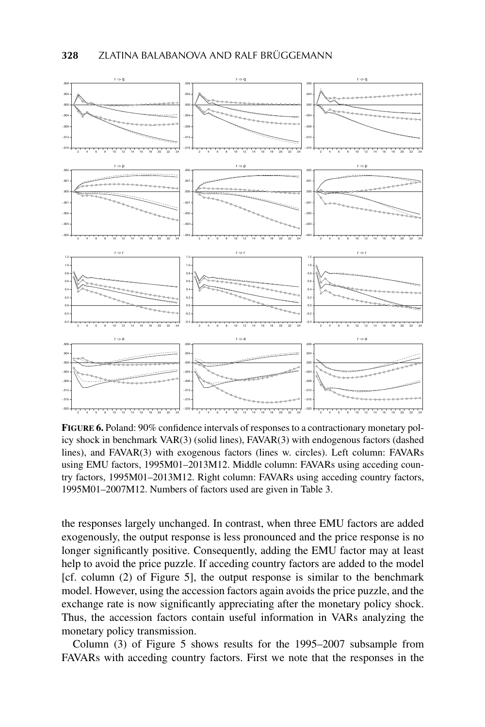**FIGURE 6.** Poland: 90% confidence intervals of responses to a contractionary monetary policy shock in benchmark VAR(3) (solid lines), FAVAR(3) with endogenous factors (dashed lines), and FAVAR(3) with exogenous factors (lines w. circles). Left column: FAVARs using EMU factors, 1995M01–2013M12. Middle column: FAVARs using acceding country factors, 1995M01–2013M12. Right column: FAVARs using acceding country factors, 1995M01–2007M12. Numbers of factors used are given in Table 3.

the responses largely unchanged. In contrast, when three EMU factors are added exogenously, the output response is less pronounced and the price response is no longer significantly positive. Consequently, adding the EMU factor may at least help to avoid the price puzzle. If acceding country factors are added to the model [cf. column (2) of Figure 5], the output response is similar to the benchmark model. However, using the accession factors again avoids the price puzzle, and the exchange rate is now significantly appreciating after the monetary policy shock. Thus, the accession factors contain useful information in VARs analyzing the monetary policy transmission.

Column (3) of Figure 5 shows results for the 1995–2007 subsample from FAVARs with acceding country factors. First we note that the responses in the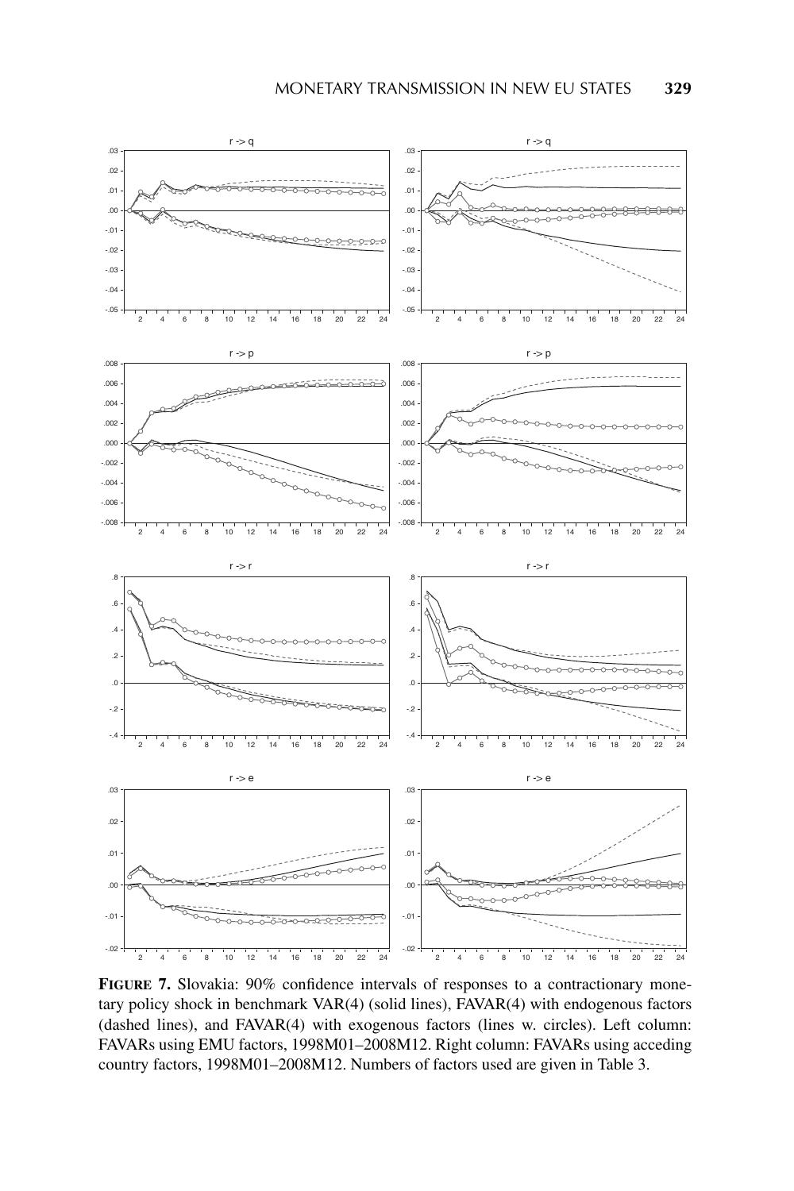**FIGURE 7.** Slovakia: 90% confidence intervals of responses to a contractionary monetary policy shock in benchmark VAR(4) (solid lines), FAVAR(4) with endogenous factors (dashed lines), and FAVAR(4) with exogenous factors (lines w. circles). Left column: FAVARs using EMU factors, 1998M01–2008M12. Right column: FAVARs using acceding country factors, 1998M01–2008M12. Numbers of factors used are given in Table 3.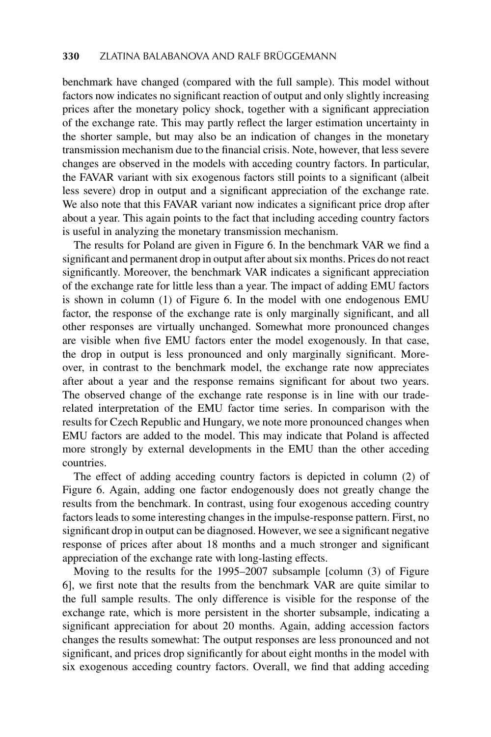benchmark have changed (compared with the full sample). This model without factors now indicates no significant reaction of output and only slightly increasing prices after the monetary policy shock, together with a significant appreciation of the exchange rate. This may partly reflect the larger estimation uncertainty in the shorter sample, but may also be an indication of changes in the monetary transmission mechanism due to the financial crisis. Note, however, that less severe changes are observed in the models with acceding country factors. In particular, the FAVAR variant with six exogenous factors still points to a significant (albeit less severe) drop in output and a significant appreciation of the exchange rate. We also note that this FAVAR variant now indicates a significant price drop after about a year. This again points to the fact that including acceding country factors is useful in analyzing the monetary transmission mechanism.

The results for Poland are given in Figure 6. In the benchmark VAR we find a significant and permanent drop in output after about six months. Prices do not react significantly. Moreover, the benchmark VAR indicates a significant appreciation of the exchange rate for little less than a year. The impact of adding EMU factors is shown in column (1) of Figure 6. In the model with one endogenous EMU factor, the response of the exchange rate is only marginally significant, and all other responses are virtually unchanged. Somewhat more pronounced changes are visible when five EMU factors enter the model exogenously. In that case, the drop in output is less pronounced and only marginally significant. Moreover, in contrast to the benchmark model, the exchange rate now appreciates after about a year and the response remains significant for about two years. The observed change of the exchange rate response is in line with our trade-related interpretation of the EMU factor time series. In comparison with the results for Czech Republic and Hungary, we note more pronounced changes when EMU factors are added to the model. This may indicate that Poland is affected more strongly by external developments in the EMU than the other acceding countries.

The effect of adding acceding country factors is depicted in column (2) of Figure 6. Again, adding one factor endogenously does not greatly change the results from the benchmark. In contrast, using four exogenous acceding country factors leads to some interesting changes in the impulse-response pattern. First, no significant drop in output can be diagnosed. However, we see a significant negative response of prices after about 18 months and a much stronger and significant appreciation of the exchange rate with long-lasting effects.

Moving to the results for the 1995–2007 subsample [column (3) of Figure 6], we first note that the results from the benchmark VAR are quite similar to the full sample results. The only difference is visible for the response of the exchange rate, which is more persistent in the shorter subsample, indicating a significant appreciation for about 20 months. Again, adding accession factors changes the results somewhat: The output responses are less pronounced and not significant, and prices drop significantly for about eight months in the model with six exogenous acceding country factors. Overall, we find that adding acceding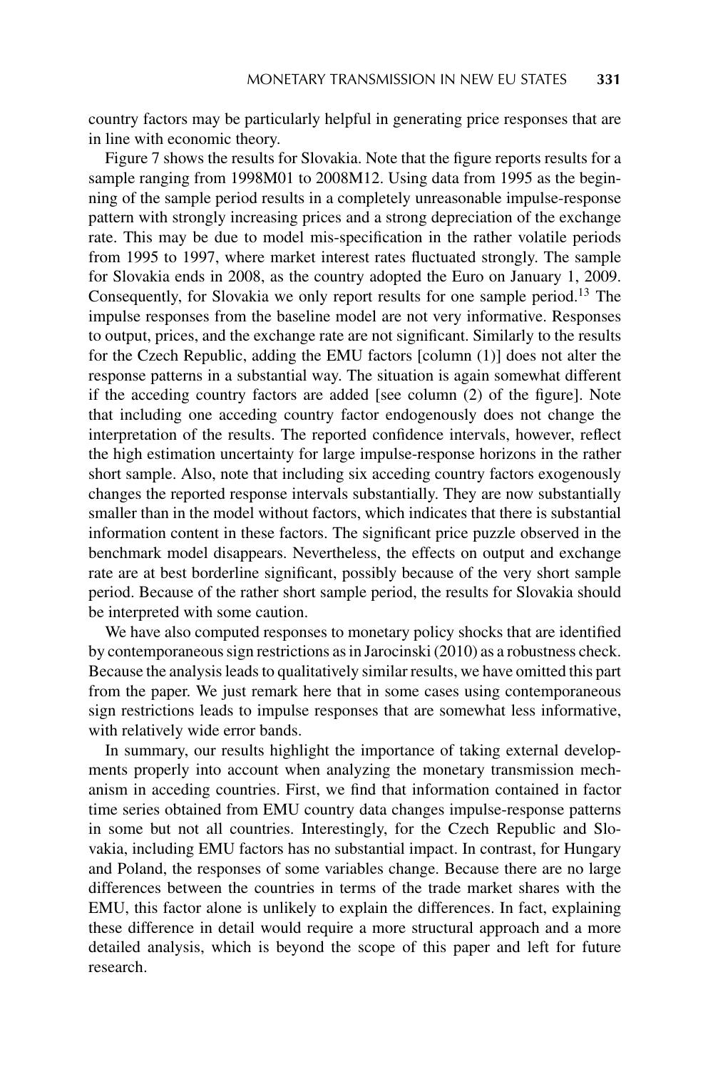country factors may be particularly helpful in generating price responses that are in line with economic theory.

Figure 7 shows the results for Slovakia. Note that the figure reports results for a sample ranging from 1998M01 to 2008M12. Using data from 1995 as the beginning of the sample period results in a completely unreasonable impulse-response pattern with strongly increasing prices and a strong depreciation of the exchange rate. This may be due to model mis-specification in the rather volatile periods from 1995 to 1997, where market interest rates fluctuated strongly. The sample for Slovakia ends in 2008, as the country adopted the Euro on January 1, 2009. Consequently, for Slovakia we only report results for one sample period.[13] The impulse responses from the baseline model are not very informative. Responses to output, prices, and the exchange rate are not significant. Similarly to the results for the Czech Republic, adding the EMU factors [column (1)] does not alter the response patterns in a substantial way. The situation is again somewhat different if the acceding country factors are added [see column (2) of the figure]. Note that including one acceding country factor endogenously does not change the interpretation of the results. The reported confidence intervals, however, reflect the high estimation uncertainty for large impulse-response horizons in the rather short sample. Also, note that including six acceding country factors exogenously changes the reported response intervals substantially. They are now substantially smaller than in the model without factors, which indicates that there is substantial information content in these factors. The significant price puzzle observed in the benchmark model disappears. Nevertheless, the effects on output and exchange rate are at best borderline significant, possibly because of the very short sample period. Because of the rather short sample period, the results for Slovakia should be interpreted with some caution.

We have also computed responses to monetary policy shocks that are identified by contemporaneous sign restrictions as in Jarocinski (2010) as a robustness check. Because the analysis leads to qualitatively similar results, we have omitted this part from the paper. We just remark here that in some cases using contemporaneous sign restrictions leads to impulse responses that are somewhat less informative, with relatively wide error bands.

In summary, our results highlight the importance of taking external developments properly into account when analyzing the monetary transmission mechanism in acceding countries. First, we find that information contained in factor time series obtained from EMU country data changes impulse-response patterns in some but not all countries. Interestingly, for the Czech Republic and Slovakia, including EMU factors has no substantial impact. In contrast, for Hungary and Poland, the responses of some variables change. Because there are no large differences between the countries in terms of the trade market shares with the EMU, this factor alone is unlikely to explain the differences. In fact, explaining these difference in detail would require a more structural approach and a more detailed analysis, which is beyond the scope of this paper and left for future research.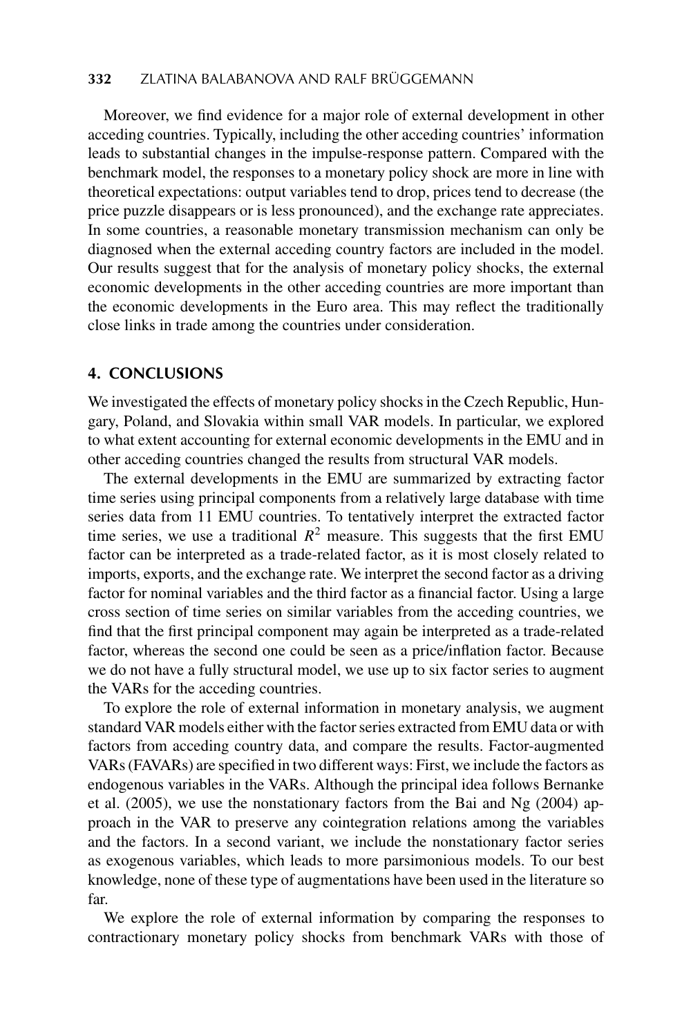Moreover, we find evidence for a major role of external development in other acceding countries. Typically, including the other acceding countries' information leads to substantial changes in the impulse-response pattern. Compared with the benchmark model, the responses to a monetary policy shock are more in line with theoretical expectations: output variables tend to drop, prices tend to decrease (the price puzzle disappears or is less pronounced), and the exchange rate appreciates. In some countries, a reasonable monetary transmission mechanism can only be diagnosed when the external acceding country factors are included in the model. Our results suggest that for the analysis of monetary policy shocks, the external economic developments in the other acceding countries are more important than the economic developments in the Euro area. This may reflect the traditionally close links in trade among the countries under consideration.

## 4. CONCLUSIONS

We investigated the effects of monetary policy shocks in the Czech Republic, Hungary, Poland, and Slovakia within small VAR models. In particular, we explored to what extent accounting for external economic developments in the EMU and in other acceding countries changed the results from structural VAR models.

The external developments in the EMU are summarized by extracting factor time series using principal components from a relatively large database with time series data from 11 EMU countries. To tentatively interpret the extracted factor time series, we use a traditional $R^2$ measure. This suggests that the first EMU factor can be interpreted as a trade-related factor, as it is most closely related to imports, exports, and the exchange rate. We interpret the second factor as a driving factor for nominal variables and the third factor as a financial factor. Using a large cross section of time series on similar variables from the acceding countries, we find that the first principal component may again be interpreted as a trade-related factor, whereas the second one could be seen as a price/inflation factor. Because we do not have a fully structural model, we use up to six factor series to augment the VARs for the acceding countries.

To explore the role of external information in monetary analysis, we augment standard VAR models either with the factor series extracted from EMU data or with factors from acceding country data, and compare the results. Factor-augmented VARs (FAVARs) are specified in two different ways: First, we include the factors as endogenous variables in the VARs. Although the principal idea follows Bernanke et al. (2005), we use the nonstationary factors from the Bai and Ng (2004) approach in the VAR to preserve any cointegration relations among the variables and the factors. In a second variant, we include the nonstationary factor series as exogenous variables, which leads to more parsimonious models. To our best knowledge, none of these type of augmentations have been used in the literature so far.

We explore the role of external information by comparing the responses to contractionary monetary policy shocks from benchmark VARs with those of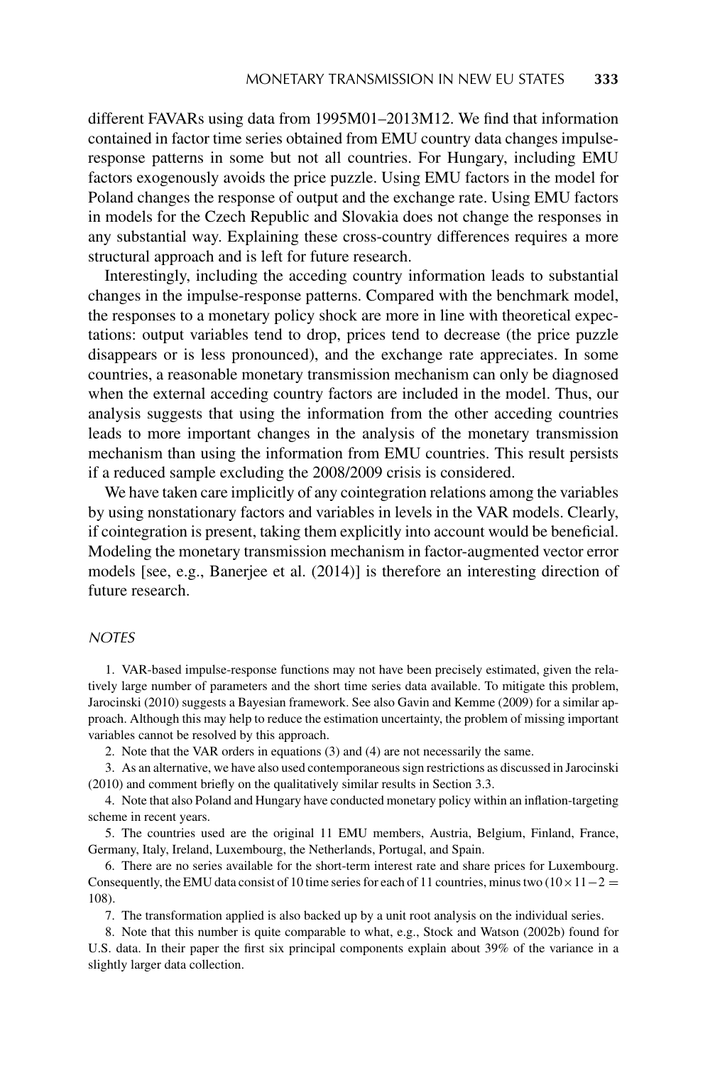different FAVARs using data from 1995M01–2013M12. We find that information contained in factor time series obtained from EMU country data changes impulse-response patterns in some but not all countries. For Hungary, including EMU factors exogenously avoids the price puzzle. Using EMU factors in the model for Poland changes the response of output and the exchange rate. Using EMU factors in models for the Czech Republic and Slovakia does not change the responses in any substantial way. Explaining these cross-country differences requires a more structural approach and is left for future research.

Interestingly, including the acceding country information leads to substantial changes in the impulse-response patterns. Compared with the benchmark model, the responses to a monetary policy shock are more in line with theoretical expectations: output variables tend to drop, prices tend to decrease (the price puzzle disappears or is less pronounced), and the exchange rate appreciates. In some countries, a reasonable monetary transmission mechanism can only be diagnosed when the external acceding country factors are included in the model. Thus, our analysis suggests that using the information from the other acceding countries leads to more important changes in the analysis of the monetary transmission mechanism than using the information from EMU countries. This result persists if a reduced sample excluding the 2008/2009 crisis is considered.

We have taken care implicitly of any cointegration relations among the variables by using nonstationary factors and variables in levels in the VAR models. Clearly, if cointegration is present, taking them explicitly into account would be beneficial. Modeling the monetary transmission mechanism in factor-augmented vector error models [see, e.g., Banerjee et al. (2014)] is therefore an interesting direction of future research.

## NOTES

1. VAR-based impulse-response functions may not have been precisely estimated, given the relatively large number of parameters and the short time series data available. To mitigate this problem, Jarocinski (2010) suggests a Bayesian framework. See also Gavin and Kemme (2009) for a similar approach. Although this may help to reduce the estimation uncertainty, the problem of missing important variables cannot be resolved by this approach.

2. Note that the VAR orders in equations (3) and (4) are not necessarily the same.

3. As an alternative, we have also used contemporaneous sign restrictions as discussed in Jarocinski (2010) and comment briefly on the qualitatively similar results in Section 3.3.

4. Note that also Poland and Hungary have conducted monetary policy within an inflation-targeting scheme in recent years.

5. The countries used are the original 11 EMU members, Austria, Belgium, Finland, France, Germany, Italy, Ireland, Luxembourg, the Netherlands, Portugal, and Spain.

6. There are no series available for the short-term interest rate and share prices for Luxembourg. Consequently, the EMU data consist of 10 time series for each of 11 countries, minus two ($10 \times 11 - 2 = 108$).

7. The transformation applied is also backed up by a unit root analysis on the individual series.

8. Note that this number is quite comparable to what, e.g., Stock and Watson (2002b) found for U.S. data. In their paper the first six principal components explain about 39% of the variance in a slightly larger data collection.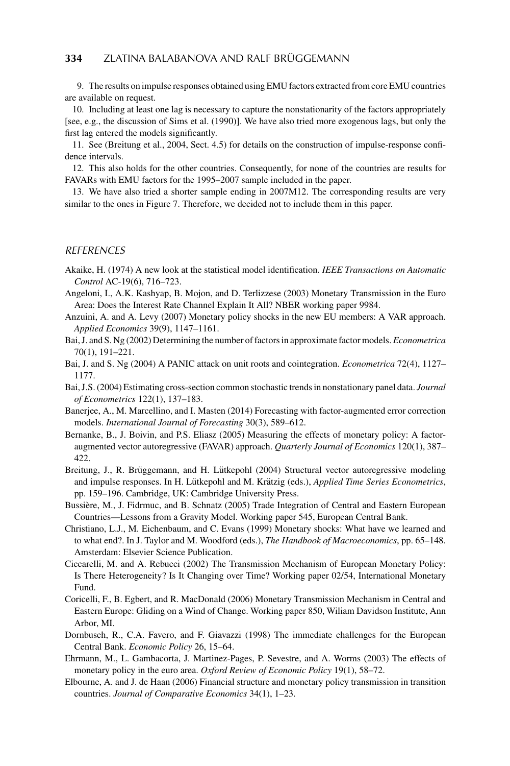9. The results on impulse responses obtained using EMU factors extracted from core EMU countries are available on request.

10. Including at least one lag is necessary to capture the nonstationarity of the factors appropriately [see, e.g., the discussion of Sims et al. (1990)]. We have also tried more exogenous lags, but only the first lag entered the models significantly.

11. See (Breitung et al., 2004, Sect. 4.5) for details on the construction of impulse-response confidence intervals.

12. This also holds for the other countries. Consequently, for none of the countries are results for FAVARs with EMU factors for the 1995–2007 sample included in the paper.

13. We have also tried a shorter sample ending in 2007M12. The corresponding results are very similar to the ones in Figure 7. Therefore, we decided not to include them in this paper.

## *REFERENCES*

Akaike, H. (1974) A new look at the statistical model identification. *IEEE Transactions on Automatic Control* AC-19(6), 716–723.

Angeloni, I., A.K. Kashyap, B. Mojon, and D. Terlizzese (2003) Monetary Transmission in the Euro Area: Does the Interest Rate Channel Explain It All? NBER working paper 9984.

Anzuini, A. and A. Levy (2007) Monetary policy shocks in the new EU members: A VAR approach. *Applied Economics* 39(9), 1147–1161.

Bai, J. and S. Ng (2002) Determining the number of factors in approximate factor models. *Econometrica* 70(1), 191–221.

Bai, J. and S. Ng (2004) A PANIC attack on unit roots and cointegration. *Econometrica* 72(4), 1127–1177.

Bai, J.S. (2004) Estimating cross-section common stochastic trends in nonstationary panel data. *Journal of Econometrics* 122(1), 137–183.

Banerjee, A., M. Marcellino, and I. Masten (2014) Forecasting with factor-augmented error correction models. *International Journal of Forecasting* 30(3), 589–612.

Bernanke, B., J. Boivin, and P.S. Eliasz (2005) Measuring the effects of monetary policy: A factor-augmented vector autoregressive (FAVAR) approach. *Quarterly Journal of Economics* 120(1), 387–422.

Breitung, J., R. Brüggemann, and H. Lütkepohl (2004) Structural vector autoregressive modeling and impulse responses. In H. Lütkepohl and M. Krätzig (eds.), *Applied Time Series Econometrics*, pp. 159–196. Cambridge, UK: Cambridge University Press.

Bussière, M., J. Fidrmuc, and B. Schnatz (2005) Trade Integration of Central and Eastern European Countries—Lessons from a Gravity Model. Working paper 545, European Central Bank.

Christiano, L.J., M. Eichenbaum, and C. Evans (1999) Monetary shocks: What have we learned and to what end?. In J. Taylor and M. Woodford (eds.), *The Handbook of Macroeconomics*, pp. 65–148. Amsterdam: Elsevier Science Publication.

Ciccarelli, M. and A. Rebucci (2002) The Transmission Mechanism of European Monetary Policy: Is There Heterogeneity? Is It Changing over Time? Working paper 02/54, International Monetary Fund.

Coricelli, F., B. Egbert, and R. MacDonald (2006) Monetary Transmission Mechanism in Central and Eastern Europe: Gliding on a Wind of Change. Working paper 850, Wiliam Davidson Institute, Ann Arbor, MI.

Dornbusch, R., C.A. Favero, and F. Giavazzi (1998) The immediate challenges for the European Central Bank. *Economic Policy* 26, 15–64.

Ehrmann, M., L. Gambacorta, J. Martinez-Pages, P. Sevestre, and A. Worms (2003) The effects of monetary policy in the euro area. *Oxford Review of Economic Policy* 19(1), 58–72.

Elbourne, A. and J. de Haan (2006) Financial structure and monetary policy transmission in transition countries. *Journal of Comparative Economics* 34(1), 1–23.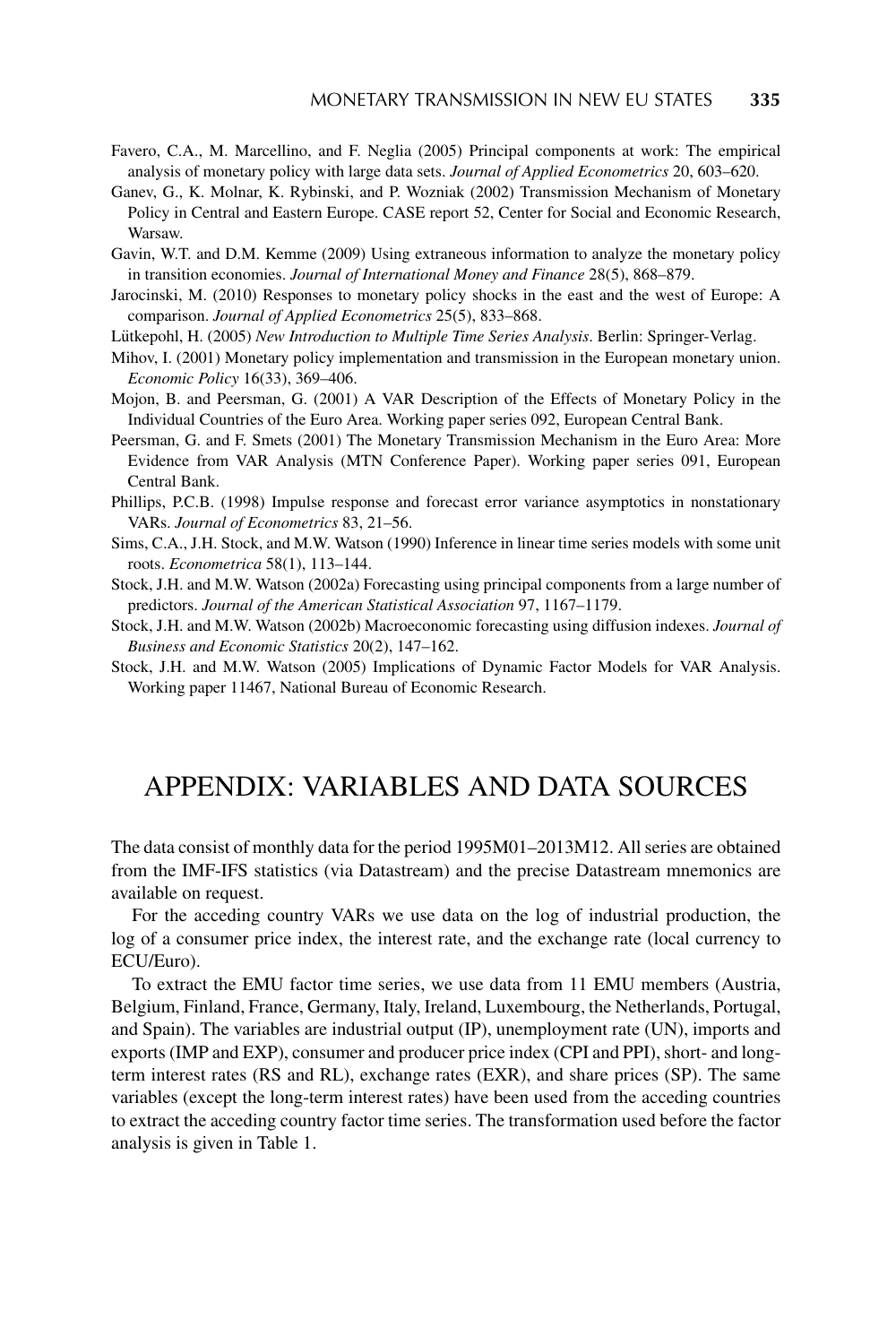Favero, C.A., M. Marcellino, and F. Neglia (2005) Principal components at work: The empirical analysis of monetary policy with large data sets. *Journal of Applied Econometrics* 20, 603–620.

Ganev, G., K. Molnar, K. Rybinski, and P. Wozniak (2002) Transmission Mechanism of Monetary Policy in Central and Eastern Europe. CASE report 52, Center for Social and Economic Research, Warsaw.

Gavin, W.T. and D.M. Kemme (2009) Using extraneous information to analyze the monetary policy in transition economies. *Journal of International Money and Finance* 28(5), 868–879.

Jarocinski, M. (2010) Responses to monetary policy shocks in the east and the west of Europe: A comparison. *Journal of Applied Econometrics* 25(5), 833–868.

Lütkepohl, H. (2005) *New Introduction to Multiple Time Series Analysis*. Berlin: Springer-Verlag.

Mihov, I. (2001) Monetary policy implementation and transmission in the European monetary union. *Economic Policy* 16(33), 369–406.

Mojon, B. and Peersman, G. (2001) A VAR Description of the Effects of Monetary Policy in the Individual Countries of the Euro Area. Working paper series 092, European Central Bank.

Peersman, G. and F. Smets (2001) The Monetary Transmission Mechanism in the Euro Area: More Evidence from VAR Analysis (MTN Conference Paper). Working paper series 091, European Central Bank.

Phillips, P.C.B. (1998) Impulse response and forecast error variance asymptotics in nonstationary VARs. *Journal of Econometrics* 83, 21–56.

Sims, C.A., J.H. Stock, and M.W. Watson (1990) Inference in linear time series models with some unit roots. *Econometrica* 58(1), 113–144.

Stock, J.H. and M.W. Watson (2002a) Forecasting using principal components from a large number of predictors. *Journal of the American Statistical Association* 97, 1167–1179.

Stock, J.H. and M.W. Watson (2002b) Macroeconomic forecasting using diffusion indexes. *Journal of Business and Economic Statistics* 20(2), 147–162.

Stock, J.H. and M.W. Watson (2005) Implications of Dynamic Factor Models for VAR Analysis. Working paper 11467, National Bureau of Economic Research.

# APPENDIX: VARIABLES AND DATA SOURCES

The data consist of monthly data for the period 1995M01–2013M12. All series are obtained from the IMF-IFS statistics (via Datastream) and the precise Datastream mnemonics are available on request.

For the acceding country VARs we use data on the log of industrial production, the log of a consumer price index, the interest rate, and the exchange rate (local currency to ECU/Euro).

To extract the EMU factor time series, we use data from 11 EMU members (Austria, Belgium, Finland, France, Germany, Italy, Ireland, Luxembourg, the Netherlands, Portugal, and Spain). The variables are industrial output (IP), unemployment rate (UN), imports and exports (IMP and EXP), consumer and producer price index (CPI and PPI), short- and long-term interest rates (RS and RL), exchange rates (EXR), and share prices (SP). The same variables (except the long-term interest rates) have been used from the acceding countries to extract the acceding country factor time series. The transformation used before the factor analysis is given in Table 1.